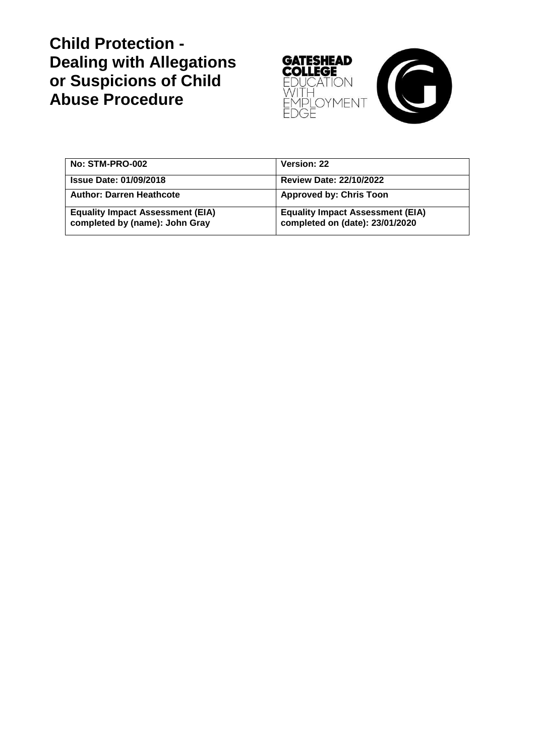# Child Protection - Dealing with Allegations or Suspicions of Child Abuse Procedure

GATESHEAD COLLEGE
EDUCATION WITH EMPLOYMENT EDGE

| **No: STM-PRO-002** | **Version: 22** |
| --- | --- |
| **Issue Date: 01/09/2018** | **Review Date: 22/10/2022** |
| **Author: Darren Heathcote** | **Approved by: Chris Toon** |
| **Equality Impact Assessment (EIA) completed by (name): John Gray** | **Equality Impact Assessment (EIA) completed on (date): 23/01/2020** |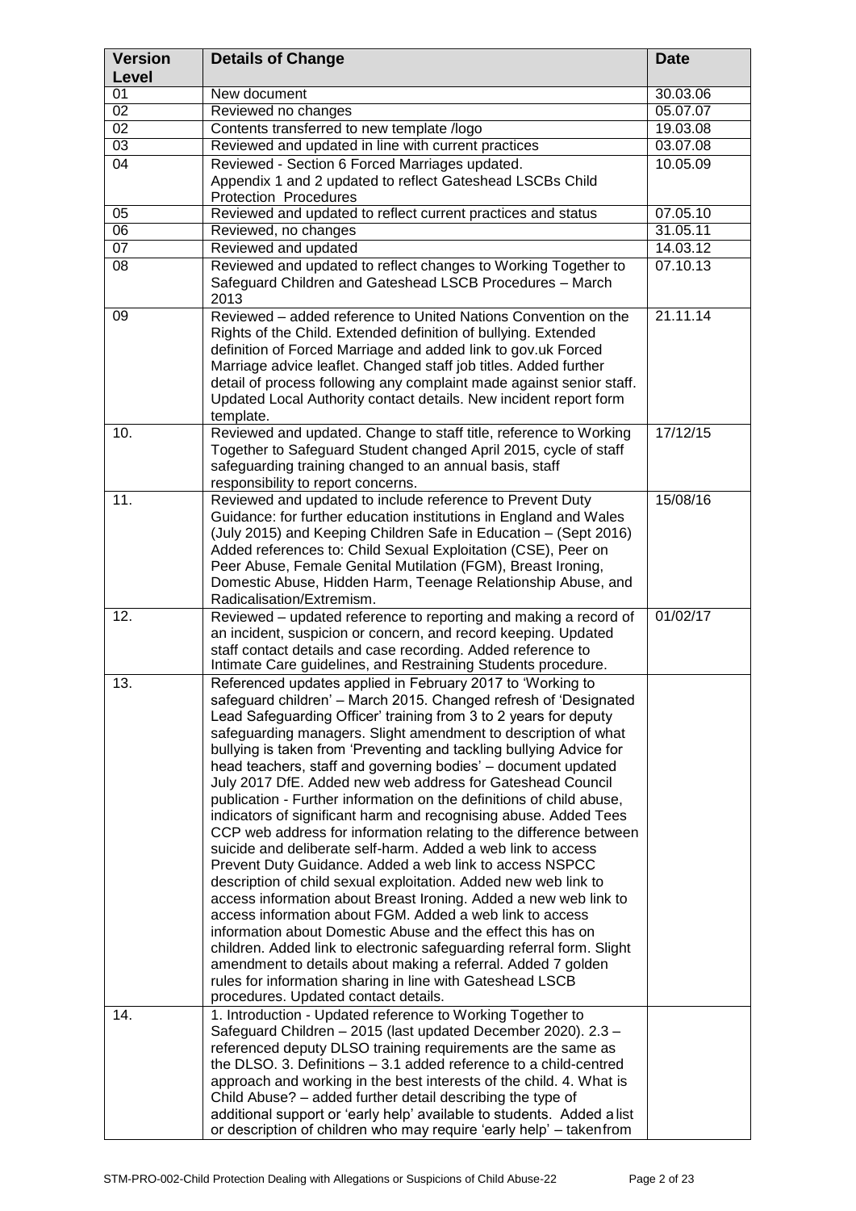| Version Level | Details of Change | Date |
|---|---|---|
| 01 | New document | 30.03.06 |
| 02 | Reviewed no changes | 05.07.07 |
| 02 | Contents transferred to new template /logo | 19.03.08 |
| 03 | Reviewed and updated in line with current practices | 03.07.08 |
| 04 | Reviewed - Section 6 Forced Marriages updated. Appendix 1 and 2 updated to reflect Gateshead LSCBs Child Protection Procedures | 10.05.09 |
| 05 | Reviewed and updated to reflect current practices and status | 07.05.10 |
| 06 | Reviewed, no changes | 31.05.11 |
| 07 | Reviewed and updated | 14.03.12 |
| 08 | Reviewed and updated to reflect changes to Working Together to Safeguard Children and Gateshead LSCB Procedures – March 2013 | 07.10.13 |
| 09 | Reviewed – added reference to United Nations Convention on the Rights of the Child. Extended definition of bullying. Extended definition of Forced Marriage and added link to gov.uk Forced Marriage advice leaflet. Changed staff job titles. Added further detail of process following any complaint made against senior staff. Updated Local Authority contact details. New incident report form template. | 21.11.14 |
| 10. | Reviewed and updated. Change to staff title, reference to Working Together to Safeguard Student changed April 2015, cycle of staff safeguarding training changed to an annual basis, staff responsibility to report concerns. | 17/12/15 |
| 11. | Reviewed and updated to include reference to Prevent Duty Guidance: for further education institutions in England and Wales (July 2015) and Keeping Children Safe in Education – (Sept 2016) Added references to: Child Sexual Exploitation (CSE), Peer on Peer Abuse, Female Genital Mutilation (FGM), Breast Ironing, Domestic Abuse, Hidden Harm, Teenage Relationship Abuse, and Radicalisation/Extremism. | 15/08/16 |
| 12. | Reviewed – updated reference to reporting and making a record of an incident, suspicion or concern, and record keeping. Updated staff contact details and case recording. Added reference to Intimate Care guidelines, and Restraining Students procedure. | 01/02/17 |
| 13. | Referenced updates applied in February 2017 to 'Working to safeguard children' – March 2015. Changed refresh of 'Designated Lead Safeguarding Officer' training from 3 to 2 years for deputy safeguarding managers. Slight amendment to description of what bullying is taken from 'Preventing and tackling bullying Advice for head teachers, staff and governing bodies' – document updated July 2017 DfE. Added new web address for Gateshead Council publication - Further information on the definitions of child abuse, indicators of significant harm and recognising abuse. Added Tees CCP web address for information relating to the difference between suicide and deliberate self-harm. Added a web link to access Prevent Duty Guidance. Added a web link to access NSPCC description of child sexual exploitation. Added new web link to access information about Breast Ironing. Added a new web link to access information about FGM. Added a web link to access information about Domestic Abuse and the effect this has on children. Added link to electronic safeguarding referral form. Slight amendment to details about making a referral. Added 7 golden rules for information sharing in line with Gateshead LSCB procedures. Updated contact details. | |
| 14. | 1. Introduction - Updated reference to Working Together to Safeguard Children – 2015 (last updated December 2020). 2.3 – referenced deputy DLSO training requirements are the same as the DLSO. 3. Definitions – 3.1 added reference to a child-centred approach and working in the best interests of the child. 4. What is Child Abuse? – added further detail describing the type of additional support or 'early help' available to students. Added a list or description of children who may require 'early help' – taken from | |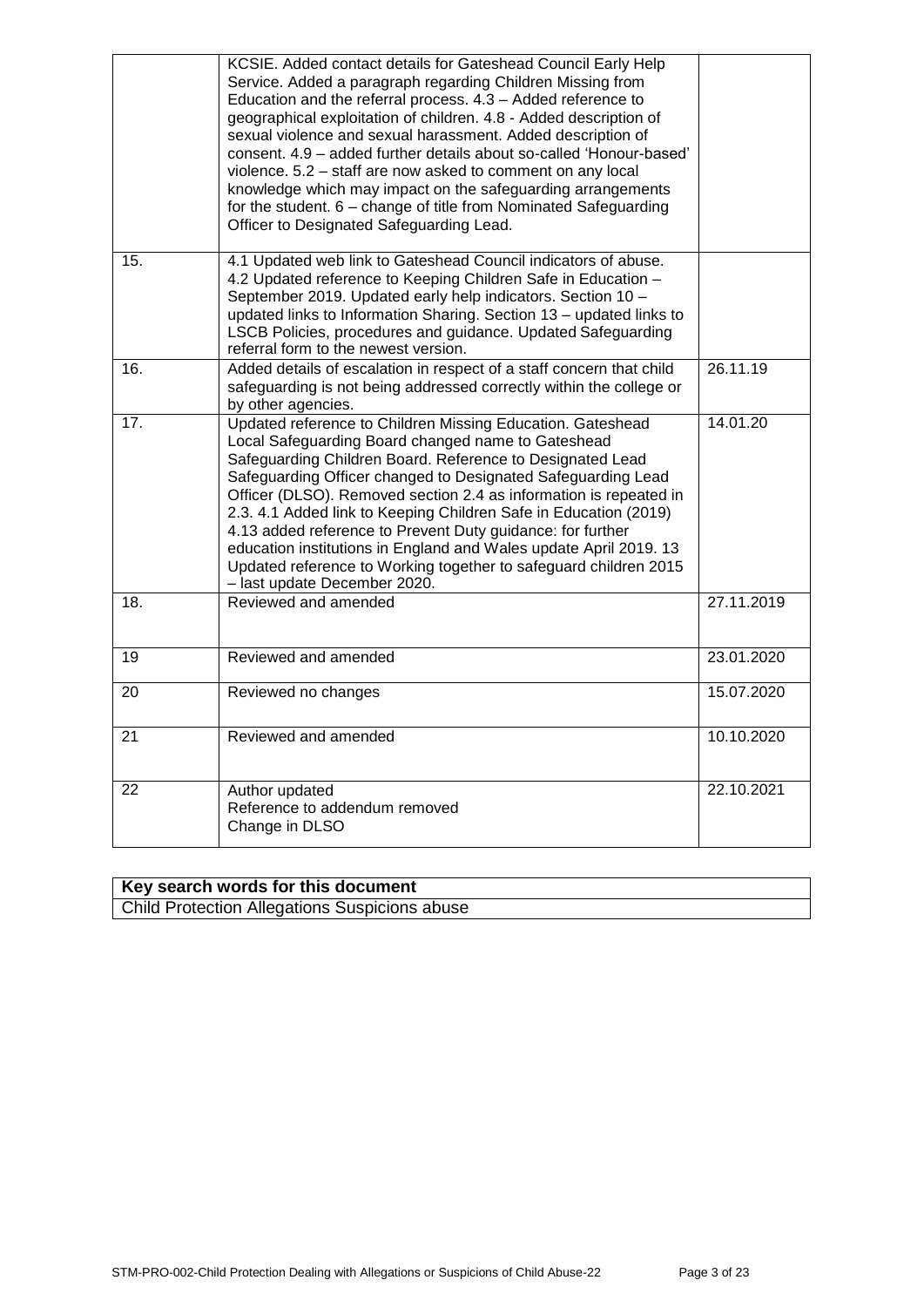| | | |
|---|---|---|
| | KCSIE. Added contact details for Gateshead Council Early Help Service. Added a paragraph regarding Children Missing from Education and the referral process. 4.3 – Added reference to geographical exploitation of children. 4.8 - Added description of sexual violence and sexual harassment. Added description of consent. 4.9 – added further details about so-called 'Honour-based' violence. 5.2 – staff are now asked to comment on any local knowledge which may impact on the safeguarding arrangements for the student. 6 – change of title from Nominated Safeguarding Officer to Designated Safeguarding Lead. | |
| 15. | 4.1 Updated web link to Gateshead Council indicators of abuse. 4.2 Updated reference to Keeping Children Safe in Education – September 2019. Updated early help indicators. Section 10 – updated links to Information Sharing. Section 13 – updated links to LSCB Policies, procedures and guidance. Updated Safeguarding referral form to the newest version. | |
| 16. | Added details of escalation in respect of a staff concern that child safeguarding is not being addressed correctly within the college or by other agencies. | 26.11.19 |
| 17. | Updated reference to Children Missing Education. Gateshead Local Safeguarding Board changed name to Gateshead Safeguarding Children Board. Reference to Designated Lead Safeguarding Officer changed to Designated Safeguarding Lead Officer (DLSO). Removed section 2.4 as information is repeated in 2.3. 4.1 Added link to Keeping Children Safe in Education (2019) 4.13 added reference to Prevent Duty guidance: for further education institutions in England and Wales update April 2019. 13 Updated reference to Working together to safeguard children 2015 – last update December 2020. | 14.01.20 |
| 18. | Reviewed and amended | 27.11.2019 |
| 19 | Reviewed and amended | 23.01.2020 |
| 20 | Reviewed no changes | 15.07.2020 |
| 21 | Reviewed and amended | 10.10.2020 |
| 22 | Author updated<br>Reference to addendum removed<br>Change in DLSO | 22.10.2021 |

| **Key search words for this document** |
|---|
| Child Protection Allegations Suspicions abuse |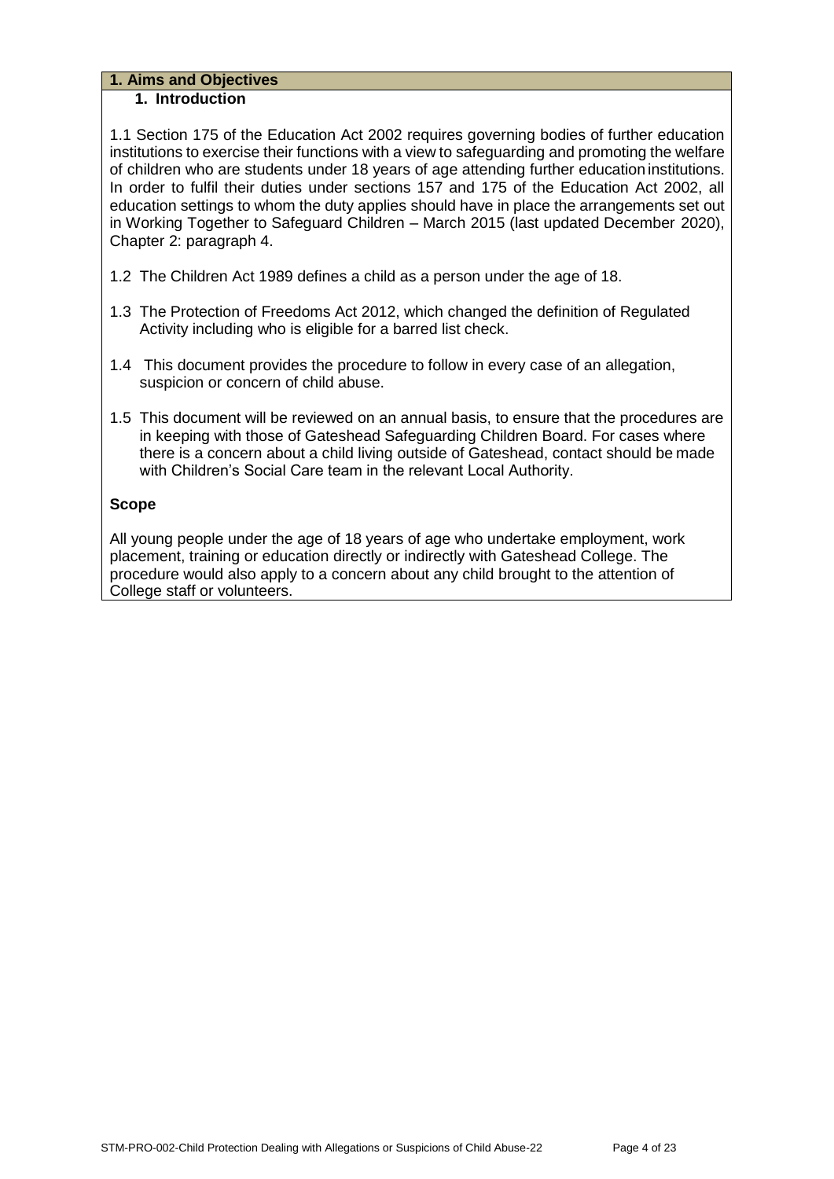## 1. Aims and Objectives

### 1. Introduction

1.1 Section 175 of the Education Act 2002 requires governing bodies of further education institutions to exercise their functions with a view to safeguarding and promoting the welfare of children who are students under 18 years of age attending further education institutions. In order to fulfil their duties under sections 157 and 175 of the Education Act 2002, all education settings to whom the duty applies should have in place the arrangements set out in Working Together to Safeguard Children – March 2015 (last updated December 2020), Chapter 2: paragraph 4.

1.2 The Children Act 1989 defines a child as a person under the age of 18.

1.3 The Protection of Freedoms Act 2012, which changed the definition of Regulated Activity including who is eligible for a barred list check.

1.4 This document provides the procedure to follow in every case of an allegation, suspicion or concern of child abuse.

1.5 This document will be reviewed on an annual basis, to ensure that the procedures are in keeping with those of Gateshead Safeguarding Children Board. For cases where there is a concern about a child living outside of Gateshead, contact should be made with Children's Social Care team in the relevant Local Authority.

**Scope**

All young people under the age of 18 years of age who undertake employment, work placement, training or education directly or indirectly with Gateshead College. The procedure would also apply to a concern about any child brought to the attention of College staff or volunteers.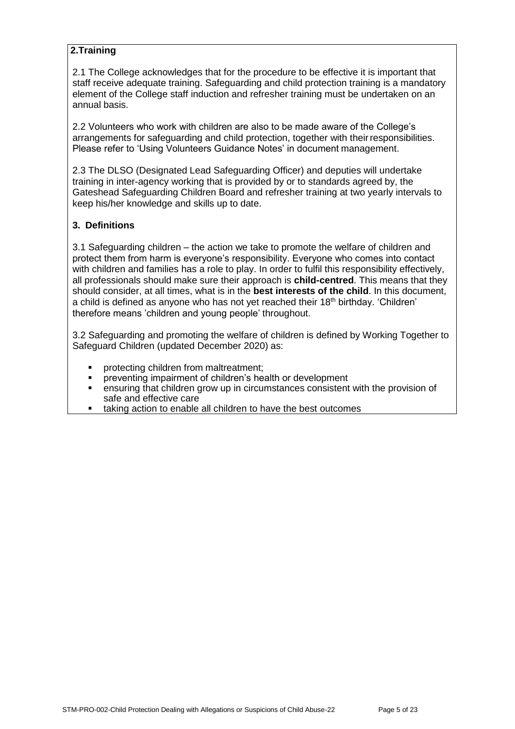## 2.Training

2.1 The College acknowledges that for the procedure to be effective it is important that staff receive adequate training. Safeguarding and child protection training is a mandatory element of the College staff induction and refresher training must be undertaken on an annual basis.

2.2 Volunteers who work with children are also to be made aware of the College's arrangements for safeguarding and child protection, together with their responsibilities. Please refer to 'Using Volunteers Guidance Notes' in document management.

2.3 The DLSO (Designated Lead Safeguarding Officer) and deputies will undertake training in inter-agency working that is provided by or to standards agreed by, the Gateshead Safeguarding Children Board and refresher training at two yearly intervals to keep his/her knowledge and skills up to date.

## 3. Definitions

3.1 Safeguarding children – the action we take to promote the welfare of children and protect them from harm is everyone's responsibility. Everyone who comes into contact with children and families has a role to play. In order to fulfil this responsibility effectively, all professionals should make sure their approach is **child-centred**. This means that they should consider, at all times, what is in the **best interests of the child**. In this document, a child is defined as anyone who has not yet reached their 18th birthday. 'Children' therefore means 'children and young people' throughout.

3.2 Safeguarding and promoting the welfare of children is defined by Working Together to Safeguard Children (updated December 2020) as:

- protecting children from maltreatment;
- preventing impairment of children's health or development
- ensuring that children grow up in circumstances consistent with the provision of safe and effective care
- taking action to enable all children to have the best outcomes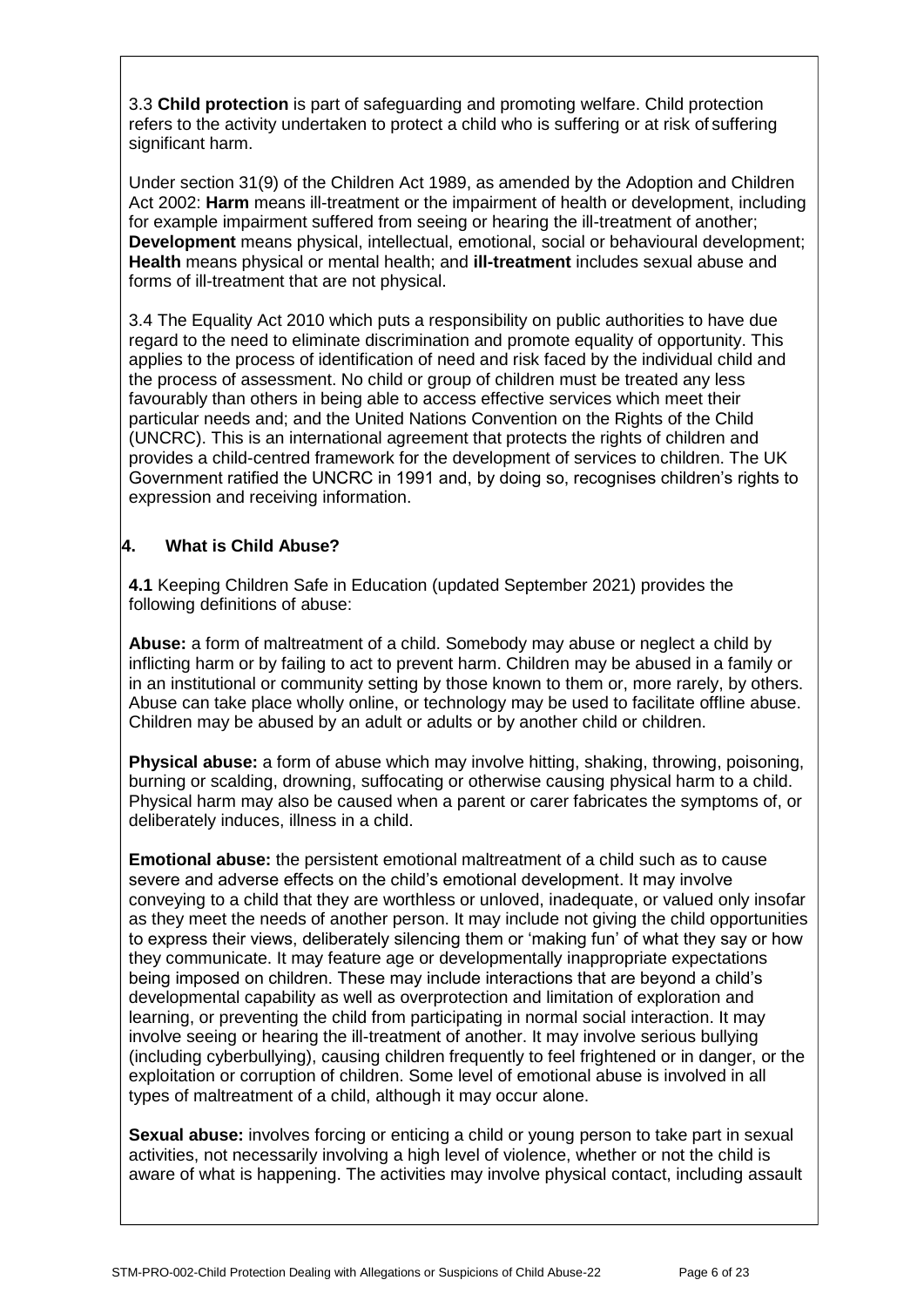3.3 **Child protection** is part of safeguarding and promoting welfare. Child protection refers to the activity undertaken to protect a child who is suffering or at risk of suffering significant harm.

Under section 31(9) of the Children Act 1989, as amended by the Adoption and Children Act 2002: **Harm** means ill-treatment or the impairment of health or development, including for example impairment suffered from seeing or hearing the ill-treatment of another; **Development** means physical, intellectual, emotional, social or behavioural development; **Health** means physical or mental health; and **ill-treatment** includes sexual abuse and forms of ill-treatment that are not physical.

3.4 The Equality Act 2010 which puts a responsibility on public authorities to have due regard to the need to eliminate discrimination and promote equality of opportunity. This applies to the process of identification of need and risk faced by the individual child and the process of assessment. No child or group of children must be treated any less favourably than others in being able to access effective services which meet their particular needs and; and the United Nations Convention on the Rights of the Child (UNCRC). This is an international agreement that protects the rights of children and provides a child-centred framework for the development of services to children. The UK Government ratified the UNCRC in 1991 and, by doing so, recognises children's rights to expression and receiving information.

## 4. What is Child Abuse?

**4.1** Keeping Children Safe in Education (updated September 2021) provides the following definitions of abuse:

**Abuse:** a form of maltreatment of a child. Somebody may abuse or neglect a child by inflicting harm or by failing to act to prevent harm. Children may be abused in a family or in an institutional or community setting by those known to them or, more rarely, by others. Abuse can take place wholly online, or technology may be used to facilitate offline abuse. Children may be abused by an adult or adults or by another child or children.

**Physical abuse:** a form of abuse which may involve hitting, shaking, throwing, poisoning, burning or scalding, drowning, suffocating or otherwise causing physical harm to a child. Physical harm may also be caused when a parent or carer fabricates the symptoms of, or deliberately induces, illness in a child.

**Emotional abuse:** the persistent emotional maltreatment of a child such as to cause severe and adverse effects on the child's emotional development. It may involve conveying to a child that they are worthless or unloved, inadequate, or valued only insofar as they meet the needs of another person. It may include not giving the child opportunities to express their views, deliberately silencing them or 'making fun' of what they say or how they communicate. It may feature age or developmentally inappropriate expectations being imposed on children. These may include interactions that are beyond a child's developmental capability as well as overprotection and limitation of exploration and learning, or preventing the child from participating in normal social interaction. It may involve seeing or hearing the ill-treatment of another. It may involve serious bullying (including cyberbullying), causing children frequently to feel frightened or in danger, or the exploitation or corruption of children. Some level of emotional abuse is involved in all types of maltreatment of a child, although it may occur alone.

**Sexual abuse:** involves forcing or enticing a child or young person to take part in sexual activities, not necessarily involving a high level of violence, whether or not the child is aware of what is happening. The activities may involve physical contact, including assault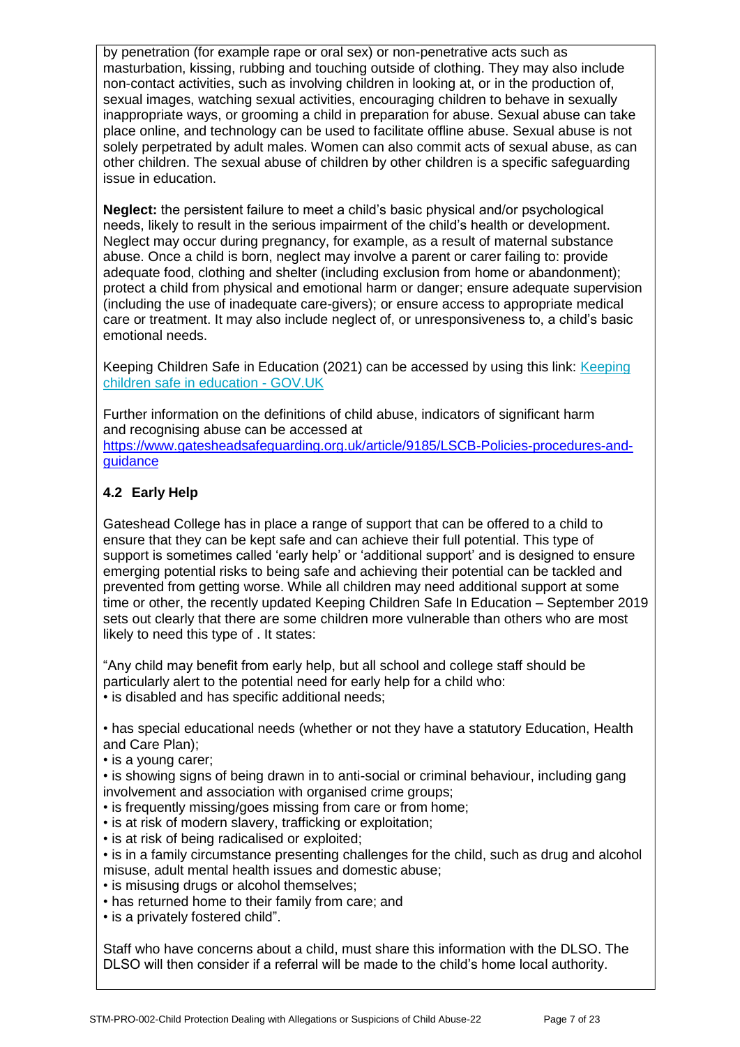by penetration (for example rape or oral sex) or non-penetrative acts such as masturbation, kissing, rubbing and touching outside of clothing. They may also include non-contact activities, such as involving children in looking at, or in the production of, sexual images, watching sexual activities, encouraging children to behave in sexually inappropriate ways, or grooming a child in preparation for abuse. Sexual abuse can take place online, and technology can be used to facilitate offline abuse. Sexual abuse is not solely perpetrated by adult males. Women can also commit acts of sexual abuse, as can other children. The sexual abuse of children by other children is a specific safeguarding issue in education.

**Neglect:** the persistent failure to meet a child's basic physical and/or psychological needs, likely to result in the serious impairment of the child's health or development. Neglect may occur during pregnancy, for example, as a result of maternal substance abuse. Once a child is born, neglect may involve a parent or carer failing to: provide adequate food, clothing and shelter (including exclusion from home or abandonment); protect a child from physical and emotional harm or danger; ensure adequate supervision (including the use of inadequate care-givers); or ensure access to appropriate medical care or treatment. It may also include neglect of, or unresponsiveness to, a child's basic emotional needs.

Keeping Children Safe in Education (2021) can be accessed by using this link: [Keeping children safe in education - GOV.UK]

Further information on the definitions of child abuse, indicators of significant harm and recognising abuse can be accessed at https://www.gatesheadsafeguarding.org.uk/article/9185/LSCB-Policies-procedures-and-guidance

## 4.2 Early Help

Gateshead College has in place a range of support that can be offered to a child to ensure that they can be kept safe and can achieve their full potential. This type of support is sometimes called 'early help' or 'additional support' and is designed to ensure emerging potential risks to being safe and achieving their potential can be tackled and prevented from getting worse. While all children may need additional support at some time or other, the recently updated Keeping Children Safe In Education – September 2019 sets out clearly that there are some children more vulnerable than others who are most likely to need this type of . It states:

"Any child may benefit from early help, but all school and college staff should be particularly alert to the potential need for early help for a child who:

- is disabled and has specific additional needs;
- has special educational needs (whether or not they have a statutory Education, Health and Care Plan);
- is a young carer;
- is showing signs of being drawn in to anti-social or criminal behaviour, including gang involvement and association with organised crime groups;
- is frequently missing/goes missing from care or from home;
- is at risk of modern slavery, trafficking or exploitation;
- is at risk of being radicalised or exploited;
- is in a family circumstance presenting challenges for the child, such as drug and alcohol misuse, adult mental health issues and domestic abuse;
- is misusing drugs or alcohol themselves;
- has returned home to their family from care; and
- is a privately fostered child".

Staff who have concerns about a child, must share this information with the DLSO. The DLSO will then consider if a referral will be made to the child's home local authority.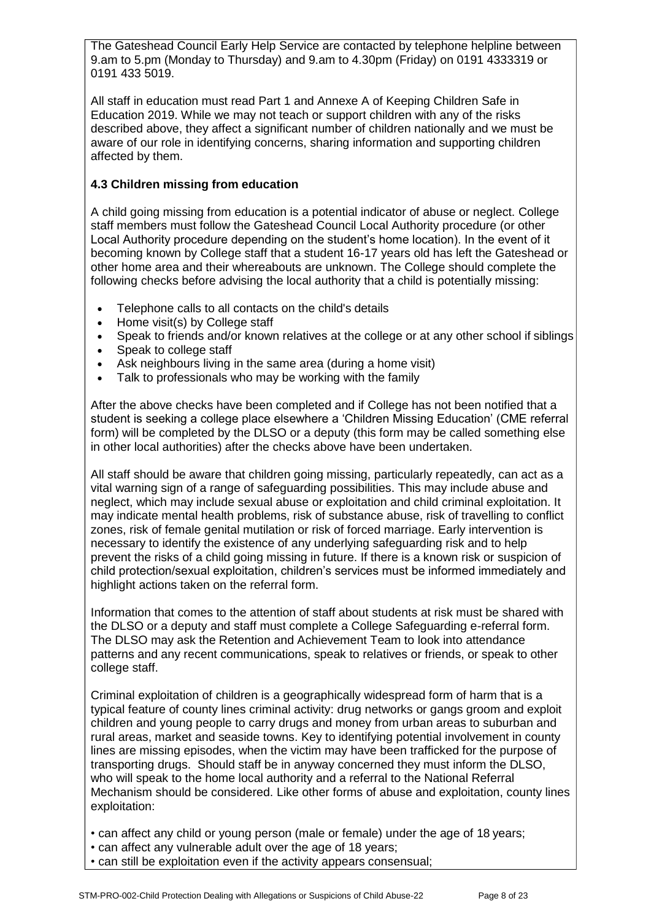The Gateshead Council Early Help Service are contacted by telephone helpline between 9.am to 5.pm (Monday to Thursday) and 9.am to 4.30pm (Friday) on 0191 4333319 or 0191 433 5019.

All staff in education must read Part 1 and Annexe A of Keeping Children Safe in Education 2019. While we may not teach or support children with any of the risks described above, they affect a significant number of children nationally and we must be aware of our role in identifying concerns, sharing information and supporting children affected by them.

### 4.3 Children missing from education

A child going missing from education is a potential indicator of abuse or neglect. College staff members must follow the Gateshead Council Local Authority procedure (or other Local Authority procedure depending on the student's home location). In the event of it becoming known by College staff that a student 16-17 years old has left the Gateshead or other home area and their whereabouts are unknown. The College should complete the following checks before advising the local authority that a child is potentially missing:

- Telephone calls to all contacts on the child's details
- Home visit(s) by College staff
- Speak to friends and/or known relatives at the college or at any other school if siblings
- Speak to college staff
- Ask neighbours living in the same area (during a home visit)
- Talk to professionals who may be working with the family

After the above checks have been completed and if College has not been notified that a student is seeking a college place elsewhere a 'Children Missing Education' (CME referral form) will be completed by the DLSO or a deputy (this form may be called something else in other local authorities) after the checks above have been undertaken.

All staff should be aware that children going missing, particularly repeatedly, can act as a vital warning sign of a range of safeguarding possibilities. This may include abuse and neglect, which may include sexual abuse or exploitation and child criminal exploitation. It may indicate mental health problems, risk of substance abuse, risk of travelling to conflict zones, risk of female genital mutilation or risk of forced marriage. Early intervention is necessary to identify the existence of any underlying safeguarding risk and to help prevent the risks of a child going missing in future. If there is a known risk or suspicion of child protection/sexual exploitation, children's services must be informed immediately and highlight actions taken on the referral form.

Information that comes to the attention of staff about students at risk must be shared with the DLSO or a deputy and staff must complete a College Safeguarding e-referral form. The DLSO may ask the Retention and Achievement Team to look into attendance patterns and any recent communications, speak to relatives or friends, or speak to other college staff.

Criminal exploitation of children is a geographically widespread form of harm that is a typical feature of county lines criminal activity: drug networks or gangs groom and exploit children and young people to carry drugs and money from urban areas to suburban and rural areas, market and seaside towns. Key to identifying potential involvement in county lines are missing episodes, when the victim may have been trafficked for the purpose of transporting drugs. Should staff be in anyway concerned they must inform the DLSO, who will speak to the home local authority and a referral to the National Referral Mechanism should be considered. Like other forms of abuse and exploitation, county lines exploitation:

- can affect any child or young person (male or female) under the age of 18 years;
- can affect any vulnerable adult over the age of 18 years;
- can still be exploitation even if the activity appears consensual;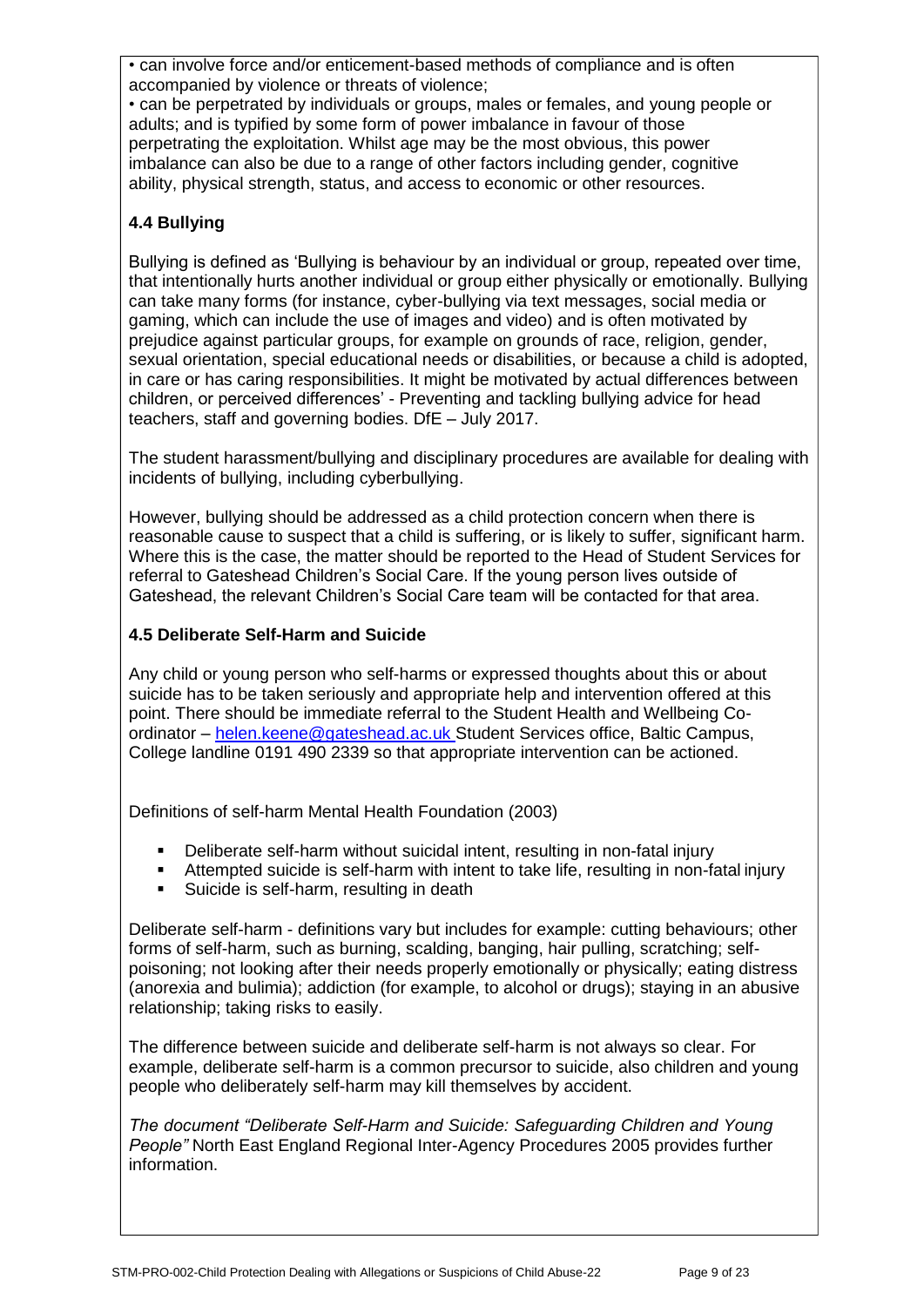• can involve force and/or enticement-based methods of compliance and is often accompanied by violence or threats of violence;

• can be perpetrated by individuals or groups, males or females, and young people or adults; and is typified by some form of power imbalance in favour of those perpetrating the exploitation. Whilst age may be the most obvious, this power imbalance can also be due to a range of other factors including gender, cognitive ability, physical strength, status, and access to economic or other resources.

### 4.4 Bullying

Bullying is defined as 'Bullying is behaviour by an individual or group, repeated over time, that intentionally hurts another individual or group either physically or emotionally. Bullying can take many forms (for instance, cyber-bullying via text messages, social media or gaming, which can include the use of images and video) and is often motivated by prejudice against particular groups, for example on grounds of race, religion, gender, sexual orientation, special educational needs or disabilities, or because a child is adopted, in care or has caring responsibilities. It might be motivated by actual differences between children, or perceived differences' - Preventing and tackling bullying advice for head teachers, staff and governing bodies. DfE – July 2017.

The student harassment/bullying and disciplinary procedures are available for dealing with incidents of bullying, including cyberbullying.

However, bullying should be addressed as a child protection concern when there is reasonable cause to suspect that a child is suffering, or is likely to suffer, significant harm. Where this is the case, the matter should be reported to the Head of Student Services for referral to Gateshead Children's Social Care. If the young person lives outside of Gateshead, the relevant Children's Social Care team will be contacted for that area.

### 4.5 Deliberate Self-Harm and Suicide

Any child or young person who self-harms or expressed thoughts about this or about suicide has to be taken seriously and appropriate help and intervention offered at this point. There should be immediate referral to the Student Health and Wellbeing Co-ordinator – helen.keene@gateshead.ac.uk Student Services office, Baltic Campus, College landline 0191 490 2339 so that appropriate intervention can be actioned.

Definitions of self-harm Mental Health Foundation (2003)

- Deliberate self-harm without suicidal intent, resulting in non-fatal injury
- Attempted suicide is self-harm with intent to take life, resulting in non-fatal injury
- Suicide is self-harm, resulting in death

Deliberate self-harm - definitions vary but includes for example: cutting behaviours; other forms of self-harm, such as burning, scalding, banging, hair pulling, scratching; self-poisoning; not looking after their needs properly emotionally or physically; eating distress (anorexia and bulimia); addiction (for example, to alcohol or drugs); staying in an abusive relationship; taking risks to easily.

The difference between suicide and deliberate self-harm is not always so clear. For example, deliberate self-harm is a common precursor to suicide, also children and young people who deliberately self-harm may kill themselves by accident.

*The document "Deliberate Self-Harm and Suicide: Safeguarding Children and Young People"* North East England Regional Inter-Agency Procedures 2005 provides further information.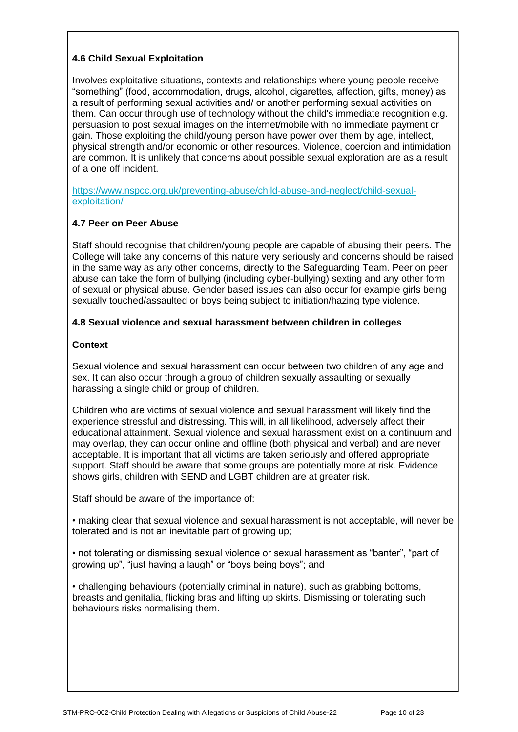### 4.6 Child Sexual Exploitation

Involves exploitative situations, contexts and relationships where young people receive "something" (food, accommodation, drugs, alcohol, cigarettes, affection, gifts, money) as a result of performing sexual activities and/ or another performing sexual activities on them. Can occur through use of technology without the child's immediate recognition e.g. persuasion to post sexual images on the internet/mobile with no immediate payment or gain. Those exploiting the child/young person have power over them by age, intellect, physical strength and/or economic or other resources. Violence, coercion and intimidation are common. It is unlikely that concerns about possible sexual exploration are as a result of a one off incident.

https://www.nspcc.org.uk/preventing-abuse/child-abuse-and-neglect/child-sexual-exploitation/

### 4.7 Peer on Peer Abuse

Staff should recognise that children/young people are capable of abusing their peers. The College will take any concerns of this nature very seriously and concerns should be raised in the same way as any other concerns, directly to the Safeguarding Team. Peer on peer abuse can take the form of bullying (including cyber-bullying) sexting and any other form of sexual or physical abuse. Gender based issues can also occur for example girls being sexually touched/assaulted or boys being subject to initiation/hazing type violence.

### 4.8 Sexual violence and sexual harassment between children in colleges

**Context**

Sexual violence and sexual harassment can occur between two children of any age and sex. It can also occur through a group of children sexually assaulting or sexually harassing a single child or group of children.

Children who are victims of sexual violence and sexual harassment will likely find the experience stressful and distressing. This will, in all likelihood, adversely affect their educational attainment. Sexual violence and sexual harassment exist on a continuum and may overlap, they can occur online and offline (both physical and verbal) and are never acceptable. It is important that all victims are taken seriously and offered appropriate support. Staff should be aware that some groups are potentially more at risk. Evidence shows girls, children with SEND and LGBT children are at greater risk.

Staff should be aware of the importance of:

- making clear that sexual violence and sexual harassment is not acceptable, will never be tolerated and is not an inevitable part of growing up;
- not tolerating or dismissing sexual violence or sexual harassment as "banter", "part of growing up", "just having a laugh" or "boys being boys"; and
- challenging behaviours (potentially criminal in nature), such as grabbing bottoms, breasts and genitalia, flicking bras and lifting up skirts. Dismissing or tolerating such behaviours risks normalising them.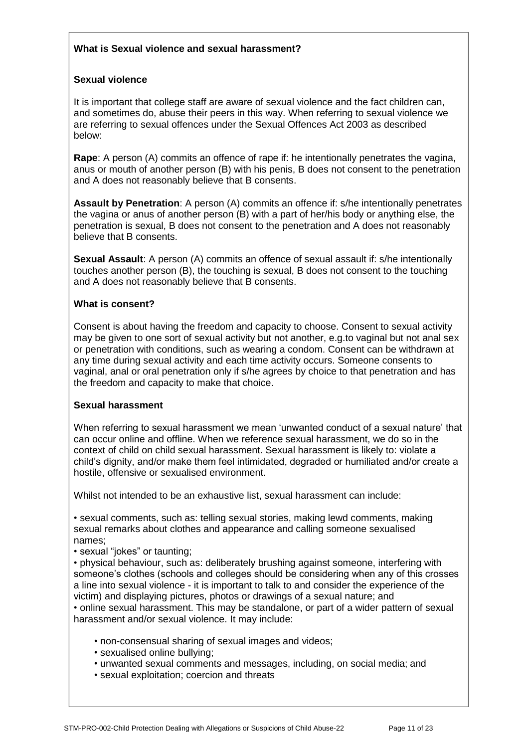**What is Sexual violence and sexual harassment?**

**Sexual violence**

It is important that college staff are aware of sexual violence and the fact children can, and sometimes do, abuse their peers in this way. When referring to sexual violence we are referring to sexual offences under the Sexual Offences Act 2003 as described below:

**Rape**: A person (A) commits an offence of rape if: he intentionally penetrates the vagina, anus or mouth of another person (B) with his penis, B does not consent to the penetration and A does not reasonably believe that B consents.

**Assault by Penetration**: A person (A) commits an offence if: s/he intentionally penetrates the vagina or anus of another person (B) with a part of her/his body or anything else, the penetration is sexual, B does not consent to the penetration and A does not reasonably believe that B consents.

**Sexual Assault**: A person (A) commits an offence of sexual assault if: s/he intentionally touches another person (B), the touching is sexual, B does not consent to the touching and A does not reasonably believe that B consents.

**What is consent?**

Consent is about having the freedom and capacity to choose. Consent to sexual activity may be given to one sort of sexual activity but not another, e.g.to vaginal but not anal sex or penetration with conditions, such as wearing a condom. Consent can be withdrawn at any time during sexual activity and each time activity occurs. Someone consents to vaginal, anal or oral penetration only if s/he agrees by choice to that penetration and has the freedom and capacity to make that choice.

**Sexual harassment**

When referring to sexual harassment we mean 'unwanted conduct of a sexual nature' that can occur online and offline. When we reference sexual harassment, we do so in the context of child on child sexual harassment. Sexual harassment is likely to: violate a child's dignity, and/or make them feel intimidated, degraded or humiliated and/or create a hostile, offensive or sexualised environment.

Whilst not intended to be an exhaustive list, sexual harassment can include:

- sexual comments, such as: telling sexual stories, making lewd comments, making sexual remarks about clothes and appearance and calling someone sexualised names;
- sexual "jokes" or taunting;
- physical behaviour, such as: deliberately brushing against someone, interfering with someone's clothes (schools and colleges should be considering when any of this crosses a line into sexual violence - it is important to talk to and consider the experience of the victim) and displaying pictures, photos or drawings of a sexual nature; and
- online sexual harassment. This may be standalone, or part of a wider pattern of sexual harassment and/or sexual violence. It may include:
    - non-consensual sharing of sexual images and videos;
    - sexualised online bullying;
    - unwanted sexual comments and messages, including, on social media; and
    - sexual exploitation; coercion and threats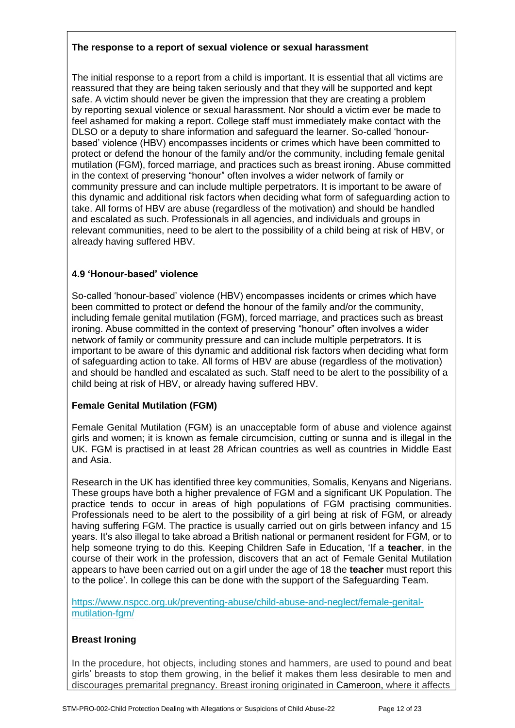**The response to a report of sexual violence or sexual harassment**

The initial response to a report from a child is important. It is essential that all victims are reassured that they are being taken seriously and that they will be supported and kept safe. A victim should never be given the impression that they are creating a problem by reporting sexual violence or sexual harassment. Nor should a victim ever be made to feel ashamed for making a report. College staff must immediately make contact with the DLSO or a deputy to share information and safeguard the learner. So-called 'honour-based' violence (HBV) encompasses incidents or crimes which have been committed to protect or defend the honour of the family and/or the community, including female genital mutilation (FGM), forced marriage, and practices such as breast ironing. Abuse committed in the context of preserving "honour" often involves a wider network of family or community pressure and can include multiple perpetrators. It is important to be aware of this dynamic and additional risk factors when deciding what form of safeguarding action to take. All forms of HBV are abuse (regardless of the motivation) and should be handled and escalated as such. Professionals in all agencies, and individuals and groups in relevant communities, need to be alert to the possibility of a child being at risk of HBV, or already having suffered HBV.

### 4.9 'Honour-based' violence

So-called 'honour-based' violence (HBV) encompasses incidents or crimes which have been committed to protect or defend the honour of the family and/or the community, including female genital mutilation (FGM), forced marriage, and practices such as breast ironing. Abuse committed in the context of preserving "honour" often involves a wider network of family or community pressure and can include multiple perpetrators. It is important to be aware of this dynamic and additional risk factors when deciding what form of safeguarding action to take. All forms of HBV are abuse (regardless of the motivation) and should be handled and escalated as such. Staff need to be alert to the possibility of a child being at risk of HBV, or already having suffered HBV.

**Female Genital Mutilation (FGM)**

Female Genital Mutilation (FGM) is an unacceptable form of abuse and violence against girls and women; it is known as female circumcision, cutting or sunna and is illegal in the UK. FGM is practised in at least 28 African countries as well as countries in Middle East and Asia.

Research in the UK has identified three key communities, Somalis, Kenyans and Nigerians. These groups have both a higher prevalence of FGM and a significant UK Population. The practice tends to occur in areas of high populations of FGM practising communities. Professionals need to be alert to the possibility of a girl being at risk of FGM, or already having suffering FGM. The practice is usually carried out on girls between infancy and 15 years. It's also illegal to take abroad a British national or permanent resident for FGM, or to help someone trying to do this. Keeping Children Safe in Education, 'If a **teacher**, in the course of their work in the profession, discovers that an act of Female Genital Mutilation appears to have been carried out on a girl under the age of 18 the **teacher** must report this to the police'. In college this can be done with the support of the Safeguarding Team.

[https://www.nspcc.org.uk/preventing-abuse/child-abuse-and-neglect/female-genital-mutilation-fgm/](https://www.nspcc.org.uk/preventing-abuse/child-abuse-and-neglect/female-genital-mutilation-fgm/)

**Breast Ironing**

In the procedure, hot objects, including stones and hammers, are used to pound and beat girls' breasts to stop them growing, in the belief it makes them less desirable to men and discourages premarital pregnancy. Breast ironing originated in Cameroon, where it affects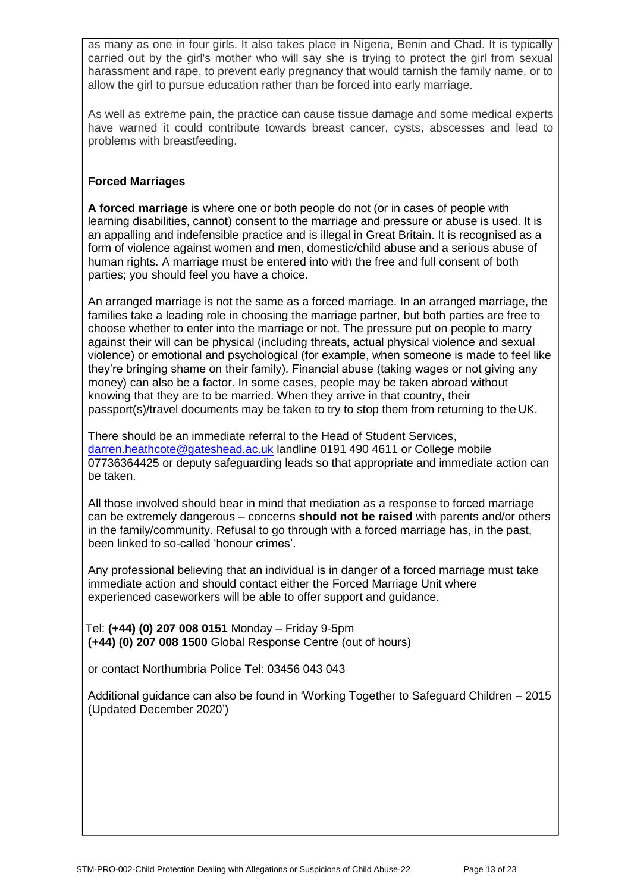as many as one in four girls. It also takes place in Nigeria, Benin and Chad. It is typically carried out by the girl's mother who will say she is trying to protect the girl from sexual harassment and rape, to prevent early pregnancy that would tarnish the family name, or to allow the girl to pursue education rather than be forced into early marriage.

As well as extreme pain, the practice can cause tissue damage and some medical experts have warned it could contribute towards breast cancer, cysts, abscesses and lead to problems with breastfeeding.

**Forced Marriages**

**A forced marriage** is where one or both people do not (or in cases of people with learning disabilities, cannot) consent to the marriage and pressure or abuse is used. It is an appalling and indefensible practice and is illegal in Great Britain. It is recognised as a form of violence against women and men, domestic/child abuse and a serious abuse of human rights. A marriage must be entered into with the free and full consent of both parties; you should feel you have a choice.

An arranged marriage is not the same as a forced marriage. In an arranged marriage, the families take a leading role in choosing the marriage partner, but both parties are free to choose whether to enter into the marriage or not. The pressure put on people to marry against their will can be physical (including threats, actual physical violence and sexual violence) or emotional and psychological (for example, when someone is made to feel like they're bringing shame on their family). Financial abuse (taking wages or not giving any money) can also be a factor. In some cases, people may be taken abroad without knowing that they are to be married. When they arrive in that country, their passport(s)/travel documents may be taken to try to stop them from returning to the UK.

There should be an immediate referral to the Head of Student Services, darren.heathcote@gateshead.ac.uk landline 0191 490 4611 or College mobile 07736364425 or deputy safeguarding leads so that appropriate and immediate action can be taken.

All those involved should bear in mind that mediation as a response to forced marriage can be extremely dangerous – concerns **should not be raised** with parents and/or others in the family/community. Refusal to go through with a forced marriage has, in the past, been linked to so-called 'honour crimes'.

Any professional believing that an individual is in danger of a forced marriage must take immediate action and should contact either the Forced Marriage Unit where experienced caseworkers will be able to offer support and guidance.

Tel: **(+44) (0) 207 008 0151** Monday – Friday 9-5pm
**(+44) (0) 207 008 1500** Global Response Centre (out of hours)

or contact Northumbria Police Tel: 03456 043 043

Additional guidance can also be found in 'Working Together to Safeguard Children – 2015 (Updated December 2020')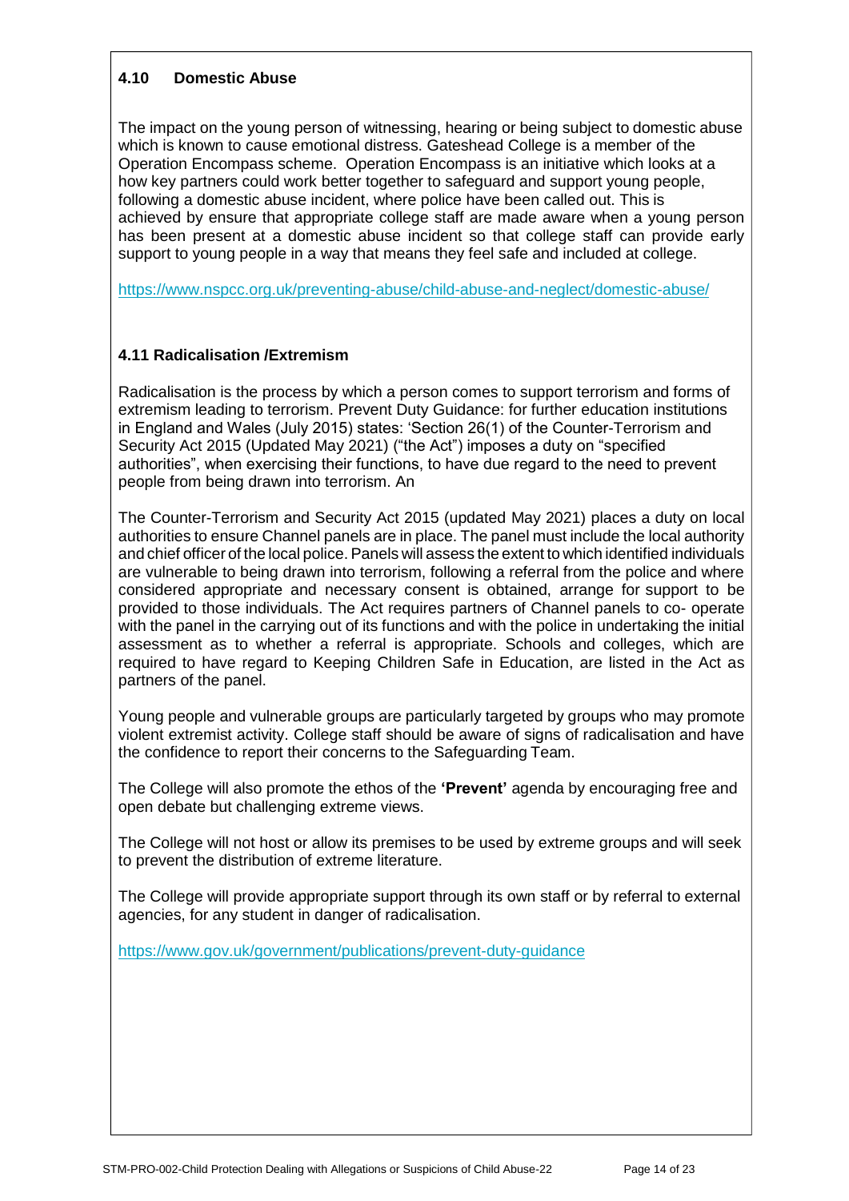### 4.10 Domestic Abuse

The impact on the young person of witnessing, hearing or being subject to domestic abuse which is known to cause emotional distress. Gateshead College is a member of the Operation Encompass scheme. Operation Encompass is an initiative which looks at a how key partners could work better together to safeguard and support young people, following a domestic abuse incident, where police have been called out. This is achieved by ensure that appropriate college staff are made aware when a young person has been present at a domestic abuse incident so that college staff can provide early support to young people in a way that means they feel safe and included at college.

https://www.nspcc.org.uk/preventing-abuse/child-abuse-and-neglect/domestic-abuse/

### 4.11 Radicalisation /Extremism

Radicalisation is the process by which a person comes to support terrorism and forms of extremism leading to terrorism. Prevent Duty Guidance: for further education institutions in England and Wales (July 2015) states: 'Section 26(1) of the Counter-Terrorism and Security Act 2015 (Updated May 2021) ("the Act") imposes a duty on "specified authorities", when exercising their functions, to have due regard to the need to prevent people from being drawn into terrorism. An

The Counter-Terrorism and Security Act 2015 (updated May 2021) places a duty on local authorities to ensure Channel panels are in place. The panel must include the local authority and chief officer of the local police. Panels will assess the extent to which identified individuals are vulnerable to being drawn into terrorism, following a referral from the police and where considered appropriate and necessary consent is obtained, arrange for support to be provided to those individuals. The Act requires partners of Channel panels to co- operate with the panel in the carrying out of its functions and with the police in undertaking the initial assessment as to whether a referral is appropriate. Schools and colleges, which are required to have regard to Keeping Children Safe in Education, are listed in the Act as partners of the panel.

Young people and vulnerable groups are particularly targeted by groups who may promote violent extremist activity. College staff should be aware of signs of radicalisation and have the confidence to report their concerns to the Safeguarding Team.

The College will also promote the ethos of the **'Prevent'** agenda by encouraging free and open debate but challenging extreme views.

The College will not host or allow its premises to be used by extreme groups and will seek to prevent the distribution of extreme literature.

The College will provide appropriate support through its own staff or by referral to external agencies, for any student in danger of radicalisation.

https://www.gov.uk/government/publications/prevent-duty-guidance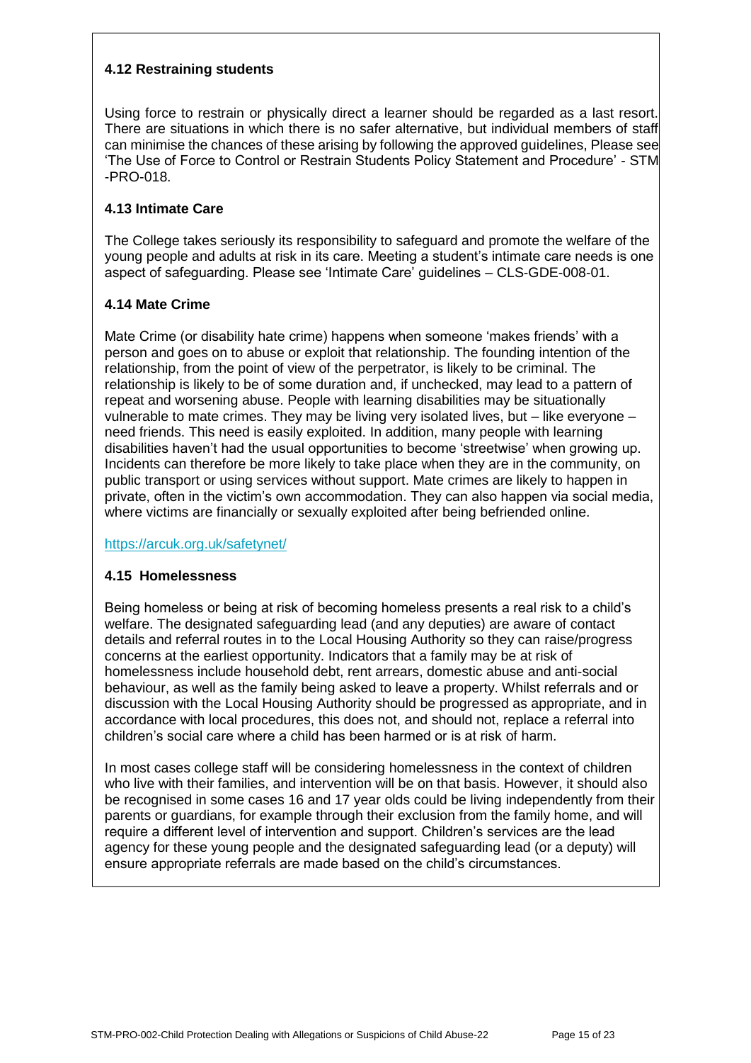### 4.12 Restraining students

Using force to restrain or physically direct a learner should be regarded as a last resort. There are situations in which there is no safer alternative, but individual members of staff can minimise the chances of these arising by following the approved guidelines, Please see 'The Use of Force to Control or Restrain Students Policy Statement and Procedure' - STM-PRO-018.

### 4.13 Intimate Care

The College takes seriously its responsibility to safeguard and promote the welfare of the young people and adults at risk in its care. Meeting a student's intimate care needs is one aspect of safeguarding. Please see 'Intimate Care' guidelines – CLS-GDE-008-01.

### 4.14 Mate Crime

Mate Crime (or disability hate crime) happens when someone 'makes friends' with a person and goes on to abuse or exploit that relationship. The founding intention of the relationship, from the point of view of the perpetrator, is likely to be criminal. The relationship is likely to be of some duration and, if unchecked, may lead to a pattern of repeat and worsening abuse. People with learning disabilities may be situationally vulnerable to mate crimes. They may be living very isolated lives, but – like everyone – need friends. This need is easily exploited. In addition, many people with learning disabilities haven't had the usual opportunities to become 'streetwise' when growing up. Incidents can therefore be more likely to take place when they are in the community, on public transport or using services without support. Mate crimes are likely to happen in private, often in the victim's own accommodation. They can also happen via social media, where victims are financially or sexually exploited after being befriended online.

https://arcuk.org.uk/safetynet/

### 4.15 Homelessness

Being homeless or being at risk of becoming homeless presents a real risk to a child's welfare. The designated safeguarding lead (and any deputies) are aware of contact details and referral routes in to the Local Housing Authority so they can raise/progress concerns at the earliest opportunity. Indicators that a family may be at risk of homelessness include household debt, rent arrears, domestic abuse and anti-social behaviour, as well as the family being asked to leave a property. Whilst referrals and or discussion with the Local Housing Authority should be progressed as appropriate, and in accordance with local procedures, this does not, and should not, replace a referral into children's social care where a child has been harmed or is at risk of harm.

In most cases college staff will be considering homelessness in the context of children who live with their families, and intervention will be on that basis. However, it should also be recognised in some cases 16 and 17 year olds could be living independently from their parents or guardians, for example through their exclusion from the family home, and will require a different level of intervention and support. Children's services are the lead agency for these young people and the designated safeguarding lead (or a deputy) will ensure appropriate referrals are made based on the child's circumstances.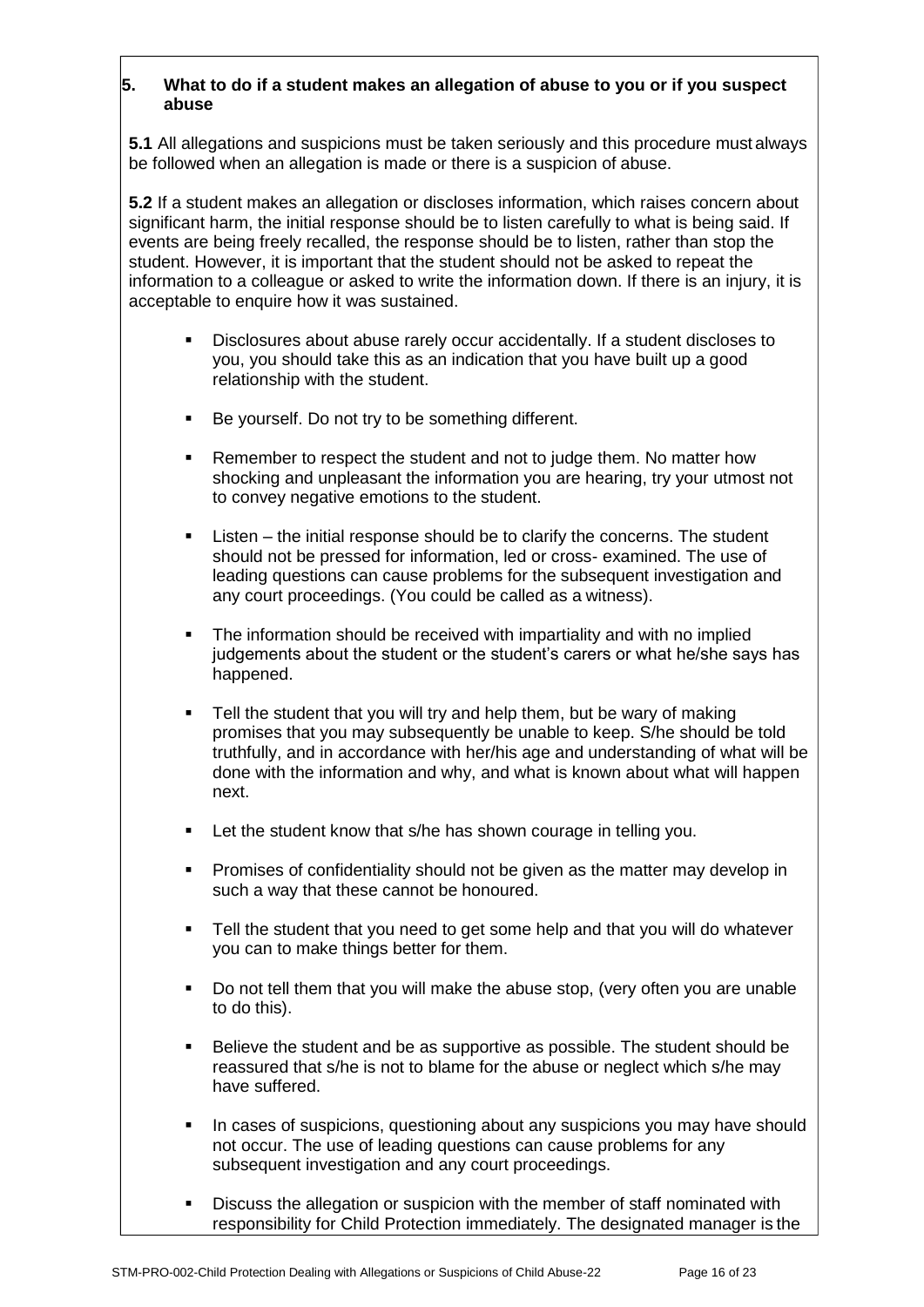## 5. What to do if a student makes an allegation of abuse to you or if you suspect abuse

**5.1** All allegations and suspicions must be taken seriously and this procedure must always be followed when an allegation is made or there is a suspicion of abuse.

**5.2** If a student makes an allegation or discloses information, which raises concern about significant harm, the initial response should be to listen carefully to what is being said. If events are being freely recalled, the response should be to listen, rather than stop the student. However, it is important that the student should not be asked to repeat the information to a colleague or asked to write the information down. If there is an injury, it is acceptable to enquire how it was sustained.

- Disclosures about abuse rarely occur accidentally. If a student discloses to you, you should take this as an indication that you have built up a good relationship with the student.
- Be yourself. Do not try to be something different.
- Remember to respect the student and not to judge them. No matter how shocking and unpleasant the information you are hearing, try your utmost not to convey negative emotions to the student.
- Listen – the initial response should be to clarify the concerns. The student should not be pressed for information, led or cross- examined. The use of leading questions can cause problems for the subsequent investigation and any court proceedings. (You could be called as a witness).
- The information should be received with impartiality and with no implied judgements about the student or the student's carers or what he/she says has happened.
- Tell the student that you will try and help them, but be wary of making promises that you may subsequently be unable to keep. S/he should be told truthfully, and in accordance with her/his age and understanding of what will be done with the information and why, and what is known about what will happen next.
- Let the student know that s/he has shown courage in telling you.
- Promises of confidentiality should not be given as the matter may develop in such a way that these cannot be honoured.
- Tell the student that you need to get some help and that you will do whatever you can to make things better for them.
- Do not tell them that you will make the abuse stop, (very often you are unable to do this).
- Believe the student and be as supportive as possible. The student should be reassured that s/he is not to blame for the abuse or neglect which s/he may have suffered.
- In cases of suspicions, questioning about any suspicions you may have should not occur. The use of leading questions can cause problems for any subsequent investigation and any court proceedings.
- Discuss the allegation or suspicion with the member of staff nominated with responsibility for Child Protection immediately. The designated manager is the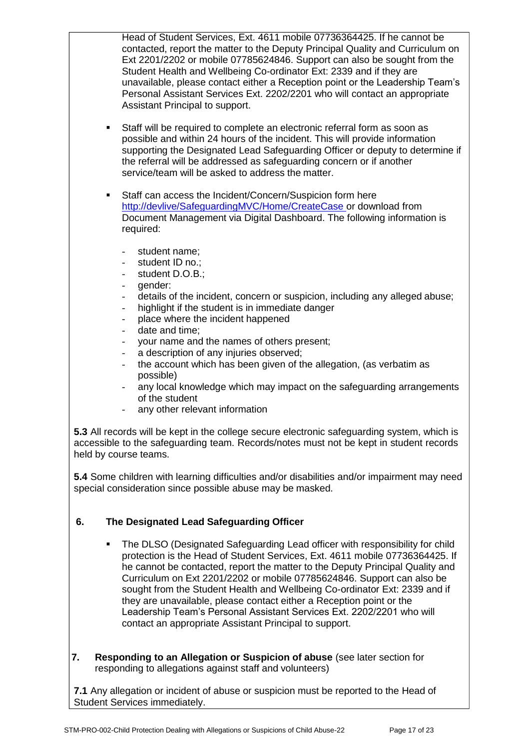Head of Student Services, Ext. 4611 mobile 07736364425. If he cannot be contacted, report the matter to the Deputy Principal Quality and Curriculum on Ext 2201/2202 or mobile 07785624846. Support can also be sought from the Student Health and Wellbeing Co-ordinator Ext: 2339 and if they are unavailable, please contact either a Reception point or the Leadership Team's Personal Assistant Services Ext. 2202/2201 who will contact an appropriate Assistant Principal to support.

- Staff will be required to complete an electronic referral form as soon as possible and within 24 hours of the incident. This will provide information supporting the Designated Lead Safeguarding Officer or deputy to determine if the referral will be addressed as safeguarding concern or if another service/team will be asked to address the matter.

- Staff can access the Incident/Concern/Suspicion form here http://devlive/SafeguardingMVC/Home/CreateCase or download from Document Management via Digital Dashboard. The following information is required:

  - student name;
  - student ID no.;
  - student D.O.B.;
  - gender:
  - details of the incident, concern or suspicion, including any alleged abuse;
  - highlight if the student is in immediate danger
  - place where the incident happened
  - date and time;
  - your name and the names of others present;
  - a description of any injuries observed;
  - the account which has been given of the allegation, (as verbatim as possible)
  - any local knowledge which may impact on the safeguarding arrangements of the student
  - any other relevant information

**5.3** All records will be kept in the college secure electronic safeguarding system, which is accessible to the safeguarding team. Records/notes must not be kept in student records held by course teams.

**5.4** Some children with learning difficulties and/or disabilities and/or impairment may need special consideration since possible abuse may be masked.

## 6. The Designated Lead Safeguarding Officer

- The DLSO (Designated Safeguarding Lead officer with responsibility for child protection is the Head of Student Services, Ext. 4611 mobile 07736364425. If he cannot be contacted, report the matter to the Deputy Principal Quality and Curriculum on Ext 2201/2202 or mobile 07785624846. Support can also be sought from the Student Health and Wellbeing Co-ordinator Ext: 2339 and if they are unavailable, please contact either a Reception point or the Leadership Team's Personal Assistant Services Ext. 2202/2201 who will contact an appropriate Assistant Principal to support.

## 7. Responding to an Allegation or Suspicion of abuse (see later section for responding to allegations against staff and volunteers)

**7.1** Any allegation or incident of abuse or suspicion must be reported to the Head of Student Services immediately.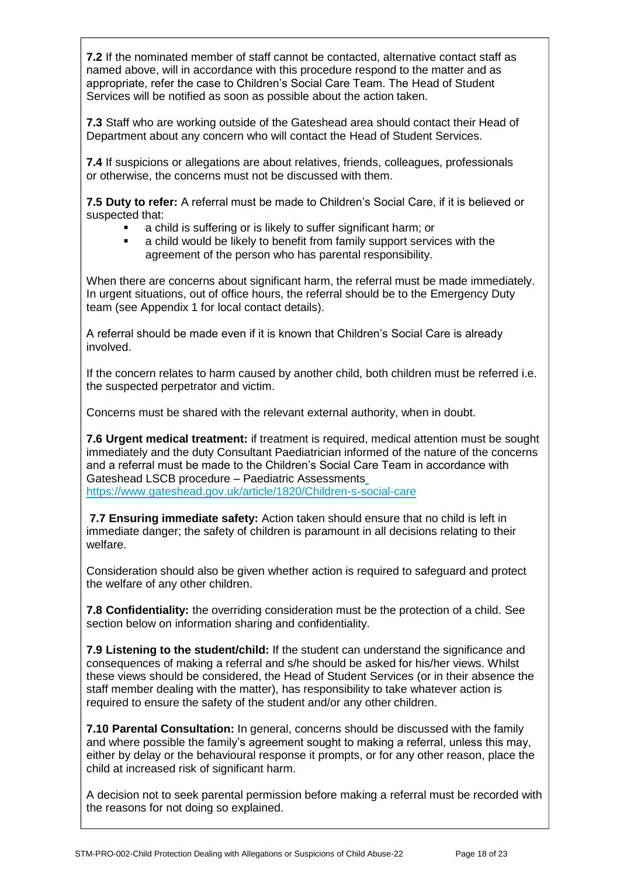**7.2** If the nominated member of staff cannot be contacted, alternative contact staff as named above, will in accordance with this procedure respond to the matter and as appropriate, refer the case to Children's Social Care Team. The Head of Student Services will be notified as soon as possible about the action taken.

**7.3** Staff who are working outside of the Gateshead area should contact their Head of Department about any concern who will contact the Head of Student Services.

**7.4** If suspicions or allegations are about relatives, friends, colleagues, professionals or otherwise, the concerns must not be discussed with them.

**7.5 Duty to refer:** A referral must be made to Children's Social Care, if it is believed or suspected that:

- a child is suffering or is likely to suffer significant harm; or
- a child would be likely to benefit from family support services with the agreement of the person who has parental responsibility.

When there are concerns about significant harm, the referral must be made immediately. In urgent situations, out of office hours, the referral should be to the Emergency Duty team (see Appendix 1 for local contact details).

A referral should be made even if it is known that Children's Social Care is already involved.

If the concern relates to harm caused by another child, both children must be referred i.e. the suspected perpetrator and victim.

Concerns must be shared with the relevant external authority, when in doubt.

**7.6 Urgent medical treatment:** if treatment is required, medical attention must be sought immediately and the duty Consultant Paediatrician informed of the nature of the concerns and a referral must be made to the Children's Social Care Team in accordance with Gateshead LSCB procedure – Paediatric Assessments https://www.gateshead.gov.uk/article/1820/Children-s-social-care

**7.7 Ensuring immediate safety:** Action taken should ensure that no child is left in immediate danger; the safety of children is paramount in all decisions relating to their welfare.

Consideration should also be given whether action is required to safeguard and protect the welfare of any other children.

**7.8 Confidentiality:** the overriding consideration must be the protection of a child. See section below on information sharing and confidentiality.

**7.9 Listening to the student/child:** If the student can understand the significance and consequences of making a referral and s/he should be asked for his/her views. Whilst these views should be considered, the Head of Student Services (or in their absence the staff member dealing with the matter), has responsibility to take whatever action is required to ensure the safety of the student and/or any other children.

**7.10 Parental Consultation:** In general, concerns should be discussed with the family and where possible the family's agreement sought to making a referral, unless this may, either by delay or the behavioural response it prompts, or for any other reason, place the child at increased risk of significant harm.

A decision not to seek parental permission before making a referral must be recorded with the reasons for not doing so explained.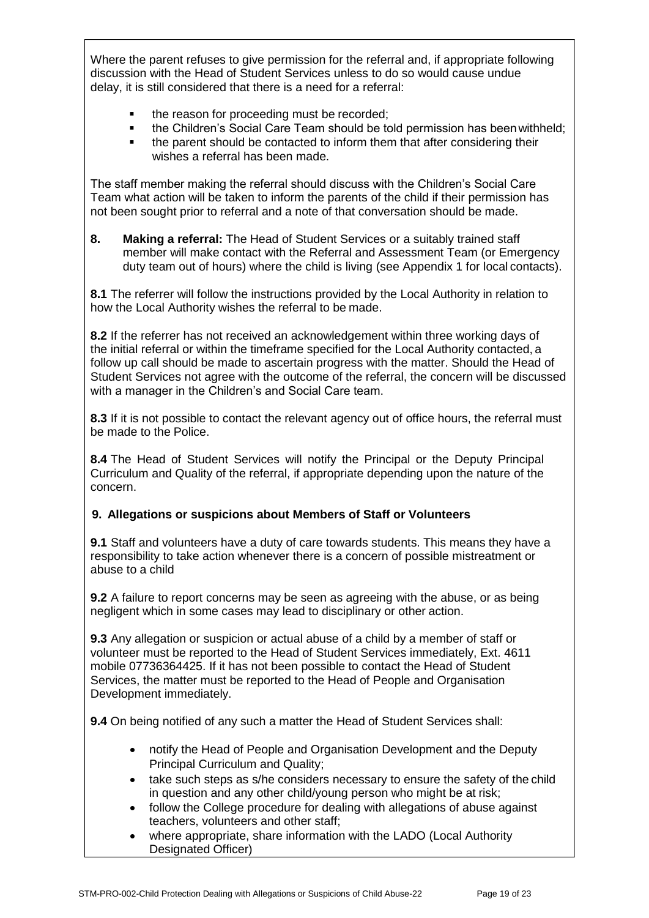Where the parent refuses to give permission for the referral and, if appropriate following discussion with the Head of Student Services unless to do so would cause undue delay, it is still considered that there is a need for a referral:

- the reason for proceeding must be recorded;
- the Children's Social Care Team should be told permission has been withheld;
- the parent should be contacted to inform them that after considering their wishes a referral has been made.

The staff member making the referral should discuss with the Children's Social Care Team what action will be taken to inform the parents of the child if their permission has not been sought prior to referral and a note of that conversation should be made.

**8. Making a referral:** The Head of Student Services or a suitably trained staff member will make contact with the Referral and Assessment Team (or Emergency duty team out of hours) where the child is living (see Appendix 1 for local contacts).

**8.1** The referrer will follow the instructions provided by the Local Authority in relation to how the Local Authority wishes the referral to be made.

**8.2** If the referrer has not received an acknowledgement within three working days of the initial referral or within the timeframe specified for the Local Authority contacted, a follow up call should be made to ascertain progress with the matter. Should the Head of Student Services not agree with the outcome of the referral, the concern will be discussed with a manager in the Children's and Social Care team.

**8.3** If it is not possible to contact the relevant agency out of office hours, the referral must be made to the Police.

**8.4** The Head of Student Services will notify the Principal or the Deputy Principal Curriculum and Quality of the referral, if appropriate depending upon the nature of the concern.

**9. Allegations or suspicions about Members of Staff or Volunteers**

**9.1** Staff and volunteers have a duty of care towards students. This means they have a responsibility to take action whenever there is a concern of possible mistreatment or abuse to a child

**9.2** A failure to report concerns may be seen as agreeing with the abuse, or as being negligent which in some cases may lead to disciplinary or other action.

**9.3** Any allegation or suspicion or actual abuse of a child by a member of staff or volunteer must be reported to the Head of Student Services immediately, Ext. 4611 mobile 07736364425. If it has not been possible to contact the Head of Student Services, the matter must be reported to the Head of People and Organisation Development immediately.

**9.4** On being notified of any such a matter the Head of Student Services shall:

- notify the Head of People and Organisation Development and the Deputy Principal Curriculum and Quality;
- take such steps as s/he considers necessary to ensure the safety of the child in question and any other child/young person who might be at risk;
- follow the College procedure for dealing with allegations of abuse against teachers, volunteers and other staff;
- where appropriate, share information with the LADO (Local Authority Designated Officer)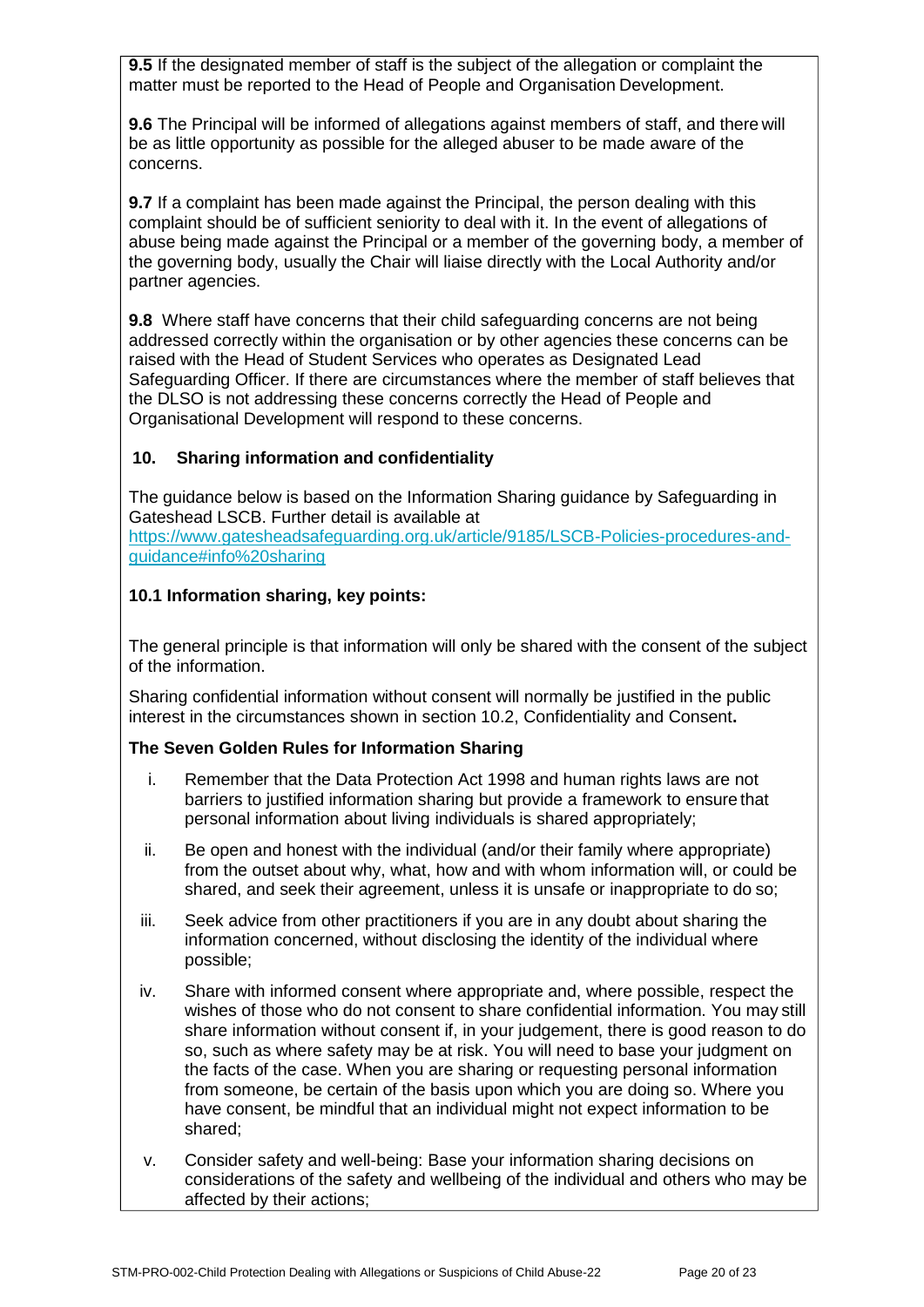**9.5** If the designated member of staff is the subject of the allegation or complaint the matter must be reported to the Head of People and Organisation Development.

**9.6** The Principal will be informed of allegations against members of staff, and there will be as little opportunity as possible for the alleged abuser to be made aware of the concerns.

**9.7** If a complaint has been made against the Principal, the person dealing with this complaint should be of sufficient seniority to deal with it. In the event of allegations of abuse being made against the Principal or a member of the governing body, a member of the governing body, usually the Chair will liaise directly with the Local Authority and/or partner agencies.

**9.8** Where staff have concerns that their child safeguarding concerns are not being addressed correctly within the organisation or by other agencies these concerns can be raised with the Head of Student Services who operates as Designated Lead Safeguarding Officer. If there are circumstances where the member of staff believes that the DLSO is not addressing these concerns correctly the Head of People and Organisational Development will respond to these concerns.

## 10. Sharing information and confidentiality

The guidance below is based on the Information Sharing guidance by Safeguarding in Gateshead LSCB. Further detail is available at https://www.gatesheadsafeguarding.org.uk/article/9185/LSCB-Policies-procedures-and-guidance#info%20sharing

### 10.1 Information sharing, key points:

The general principle is that information will only be shared with the consent of the subject of the information.

Sharing confidential information without consent will normally be justified in the public interest in the circumstances shown in section 10.2, Confidentiality and Consent**.**

**The Seven Golden Rules for Information Sharing**

i. Remember that the Data Protection Act 1998 and human rights laws are not barriers to justified information sharing but provide a framework to ensure that personal information about living individuals is shared appropriately;

ii. Be open and honest with the individual (and/or their family where appropriate) from the outset about why, what, how and with whom information will, or could be shared, and seek their agreement, unless it is unsafe or inappropriate to do so;

iii. Seek advice from other practitioners if you are in any doubt about sharing the information concerned, without disclosing the identity of the individual where possible;

iv. Share with informed consent where appropriate and, where possible, respect the wishes of those who do not consent to share confidential information. You may still share information without consent if, in your judgement, there is good reason to do so, such as where safety may be at risk. You will need to base your judgment on the facts of the case. When you are sharing or requesting personal information from someone, be certain of the basis upon which you are doing so. Where you have consent, be mindful that an individual might not expect information to be shared;

v. Consider safety and well-being: Base your information sharing decisions on considerations of the safety and wellbeing of the individual and others who may be affected by their actions;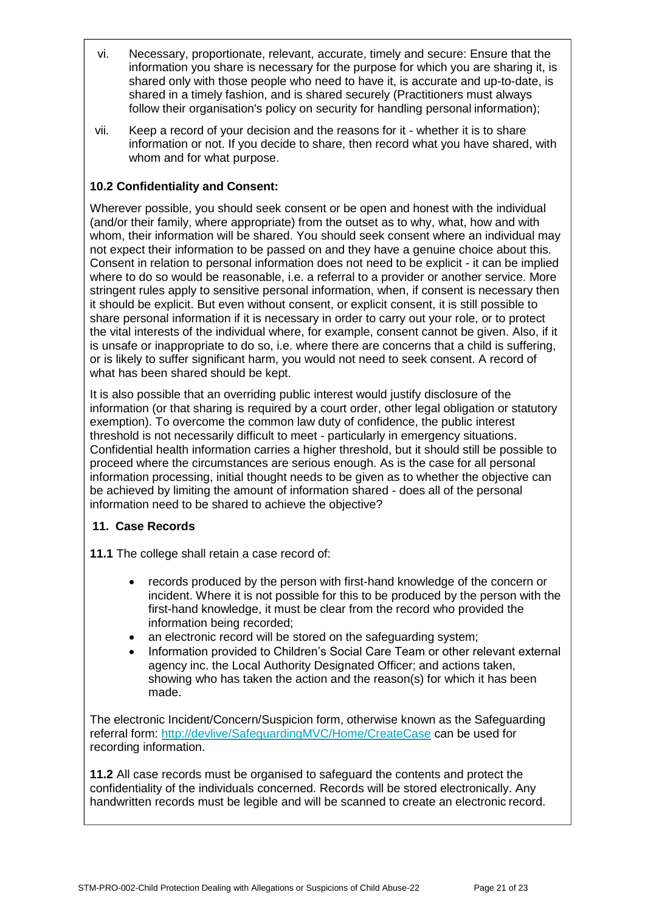vi. Necessary, proportionate, relevant, accurate, timely and secure: Ensure that the information you share is necessary for the purpose for which you are sharing it, is shared only with those people who need to have it, is accurate and up-to-date, is shared in a timely fashion, and is shared securely (Practitioners must always follow their organisation's policy on security for handling personal information);

vii. Keep a record of your decision and the reasons for it - whether it is to share information or not. If you decide to share, then record what you have shared, with whom and for what purpose.

**10.2 Confidentiality and Consent:**

Wherever possible, you should seek consent or be open and honest with the individual (and/or their family, where appropriate) from the outset as to why, what, how and with whom, their information will be shared. You should seek consent where an individual may not expect their information to be passed on and they have a genuine choice about this. Consent in relation to personal information does not need to be explicit - it can be implied where to do so would be reasonable, i.e. a referral to a provider or another service. More stringent rules apply to sensitive personal information, when, if consent is necessary then it should be explicit. But even without consent, or explicit consent, it is still possible to share personal information if it is necessary in order to carry out your role, or to protect the vital interests of the individual where, for example, consent cannot be given. Also, if it is unsafe or inappropriate to do so, i.e. where there are concerns that a child is suffering, or is likely to suffer significant harm, you would not need to seek consent. A record of what has been shared should be kept.

It is also possible that an overriding public interest would justify disclosure of the information (or that sharing is required by a court order, other legal obligation or statutory exemption). To overcome the common law duty of confidence, the public interest threshold is not necessarily difficult to meet - particularly in emergency situations. Confidential health information carries a higher threshold, but it should still be possible to proceed where the circumstances are serious enough. As is the case for all personal information processing, initial thought needs to be given as to whether the objective can be achieved by limiting the amount of information shared - does all of the personal information need to be shared to achieve the objective?

**11. Case Records**

**11.1** The college shall retain a case record of:

- records produced by the person with first-hand knowledge of the concern or incident. Where it is not possible for this to be produced by the person with the first-hand knowledge, it must be clear from the record who provided the information being recorded;
- an electronic record will be stored on the safeguarding system;
- Information provided to Children's Social Care Team or other relevant external agency inc. the Local Authority Designated Officer; and actions taken, showing who has taken the action and the reason(s) for which it has been made.

The electronic Incident/Concern/Suspicion form, otherwise known as the Safeguarding referral form: http://devlive/SafeguardingMVC/Home/CreateCase can be used for recording information.

**11.2** All case records must be organised to safeguard the contents and protect the confidentiality of the individuals concerned. Records will be stored electronically. Any handwritten records must be legible and will be scanned to create an electronic record.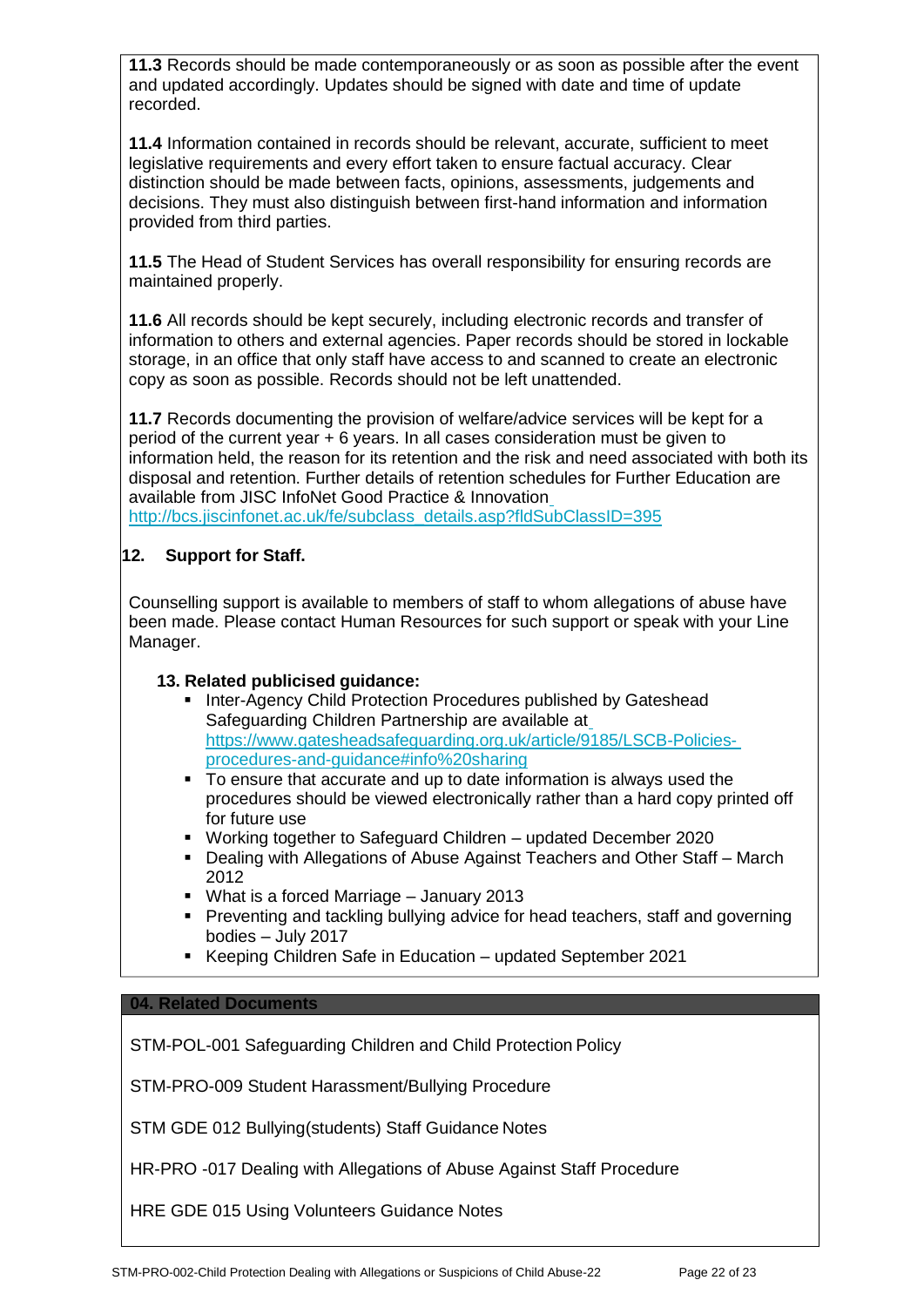**11.3** Records should be made contemporaneously or as soon as possible after the event and updated accordingly. Updates should be signed with date and time of update recorded.

**11.4** Information contained in records should be relevant, accurate, sufficient to meet legislative requirements and every effort taken to ensure factual accuracy. Clear distinction should be made between facts, opinions, assessments, judgements and decisions. They must also distinguish between first-hand information and information provided from third parties.

**11.5** The Head of Student Services has overall responsibility for ensuring records are maintained properly.

**11.6** All records should be kept securely, including electronic records and transfer of information to others and external agencies. Paper records should be stored in lockable storage, in an office that only staff have access to and scanned to create an electronic copy as soon as possible. Records should not be left unattended.

**11.7** Records documenting the provision of welfare/advice services will be kept for a period of the current year + 6 years. In all cases consideration must be given to information held, the reason for its retention and the risk and need associated with both its disposal and retention. Further details of retention schedules for Further Education are available from JISC InfoNet Good Practice & Innovation http://bcs.jiscinfonet.ac.uk/fe/subclass_details.asp?fldSubClassID=395

## 12. Support for Staff.

Counselling support is available to members of staff to whom allegations of abuse have been made. Please contact Human Resources for such support or speak with your Line Manager.

### 13. Related publicised guidance:

- Inter-Agency Child Protection Procedures published by Gateshead Safeguarding Children Partnership are available at https://www.gatesheadsafeguarding.org.uk/article/9185/LSCB-Policies-procedures-and-guidance#info%20sharing
- To ensure that accurate and up to date information is always used the procedures should be viewed electronically rather than a hard copy printed off for future use
- Working together to Safeguard Children – updated December 2020
- Dealing with Allegations of Abuse Against Teachers and Other Staff – March 2012
- What is a forced Marriage – January 2013
- Preventing and tackling bullying advice for head teachers, staff and governing bodies – July 2017
- Keeping Children Safe in Education – updated September 2021

## 04. Related Documents

STM-POL-001 Safeguarding Children and Child Protection Policy

STM-PRO-009 Student Harassment/Bullying Procedure

STM GDE 012 Bullying(students) Staff Guidance Notes

HR-PRO -017 Dealing with Allegations of Abuse Against Staff Procedure

HRE GDE 015 Using Volunteers Guidance Notes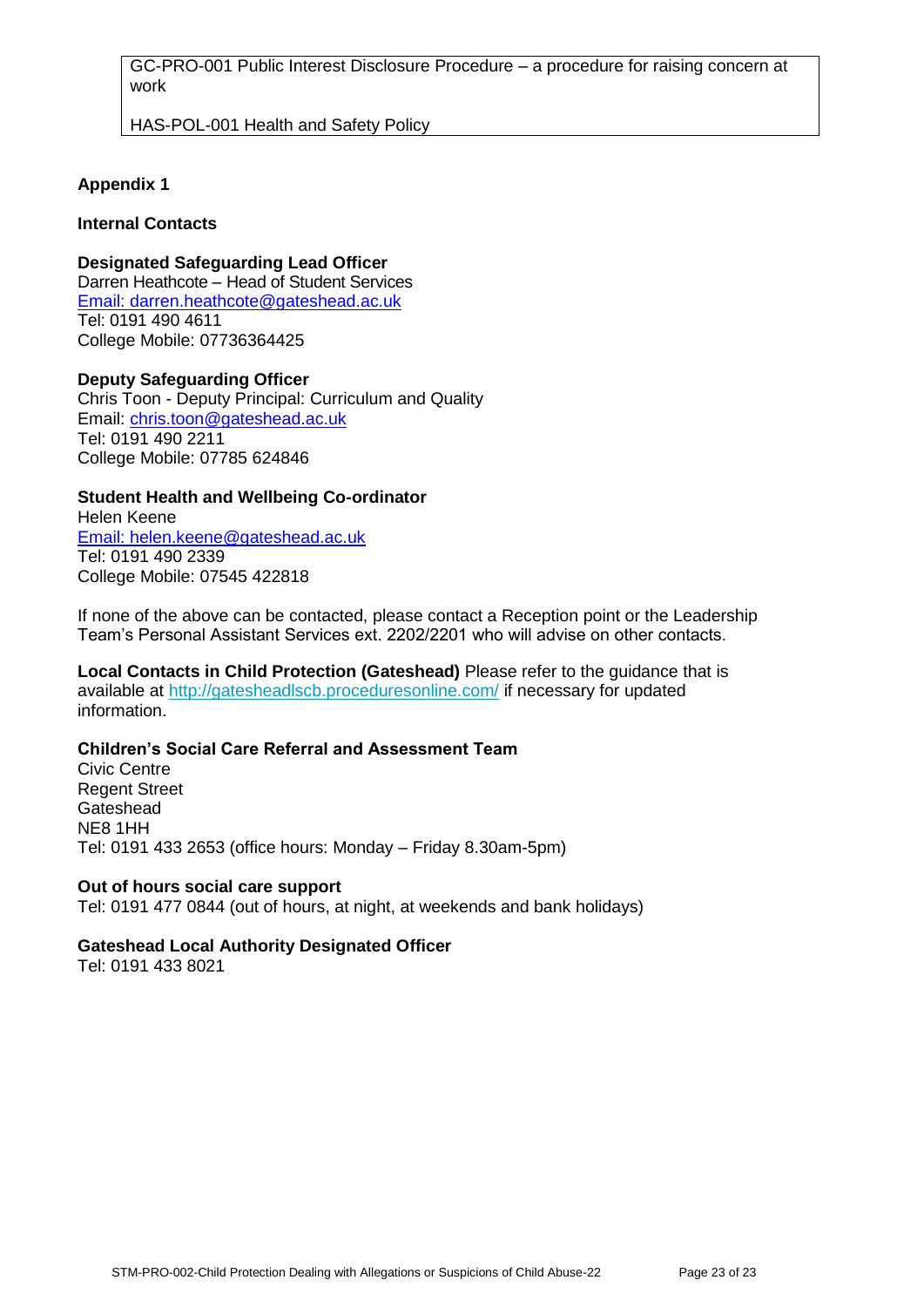| |
|---|
| GC-PRO-001 Public Interest Disclosure Procedure – a procedure for raising concern at work<br><br>HAS-POL-001 Health and Safety Policy |

**Appendix 1**

**Internal Contacts**

**Designated Safeguarding Lead Officer**
Darren Heathcote – Head of Student Services
Email: darren.heathcote@gateshead.ac.uk
Tel: 0191 490 4611
College Mobile: 07736364425

**Deputy Safeguarding Officer**
Chris Toon - Deputy Principal: Curriculum and Quality
Email: chris.toon@gateshead.ac.uk
Tel: 0191 490 2211
College Mobile: 07785 624846

**Student Health and Wellbeing Co-ordinator**
Helen Keene
Email: helen.keene@gateshead.ac.uk
Tel: 0191 490 2339
College Mobile: 07545 422818

If none of the above can be contacted, please contact a Reception point or the Leadership Team's Personal Assistant Services ext. 2202/2201 who will advise on other contacts.

**Local Contacts in Child Protection (Gateshead)** Please refer to the guidance that is available at http://gatesheadlscb.proceduresonline.com/ if necessary for updated information.

**Children's Social Care Referral and Assessment Team**
Civic Centre
Regent Street
Gateshead
NE8 1HH
Tel: 0191 433 2653 (office hours: Monday – Friday 8.30am-5pm)

**Out of hours social care support**
Tel: 0191 477 0844 (out of hours, at night, at weekends and bank holidays)

**Gateshead Local Authority Designated Officer**
Tel: 0191 433 8021